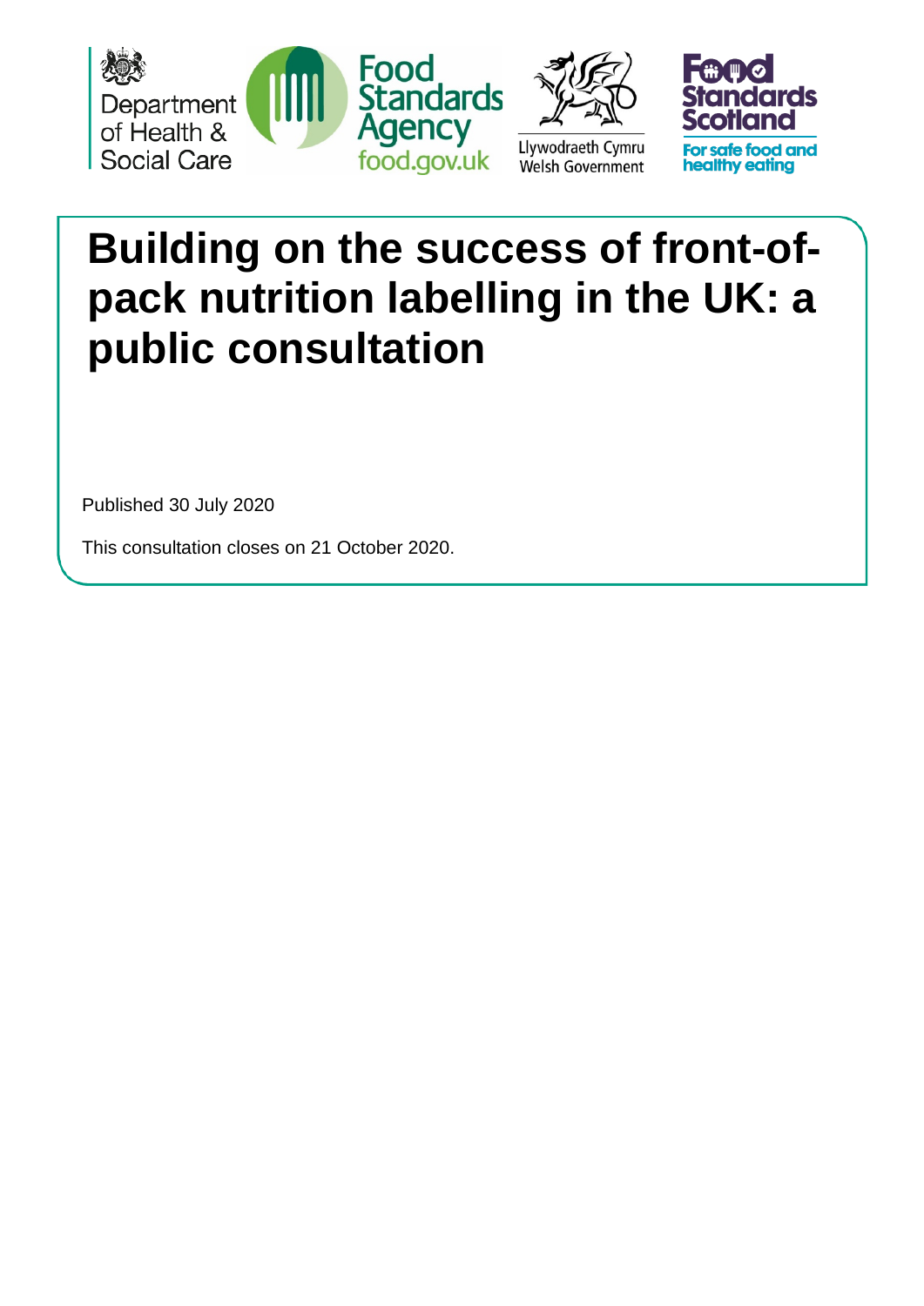Department of Health & Social Care

Food Standards Agency
food.gov.uk

Llywodraeth Cymru
Welsh Government

Food Standards Scotland
For safe food and healthy eating

# Building on the success of front-of-pack nutrition labelling in the UK: a public consultation

Published 30 July 2020

This consultation closes on 21 October 2020.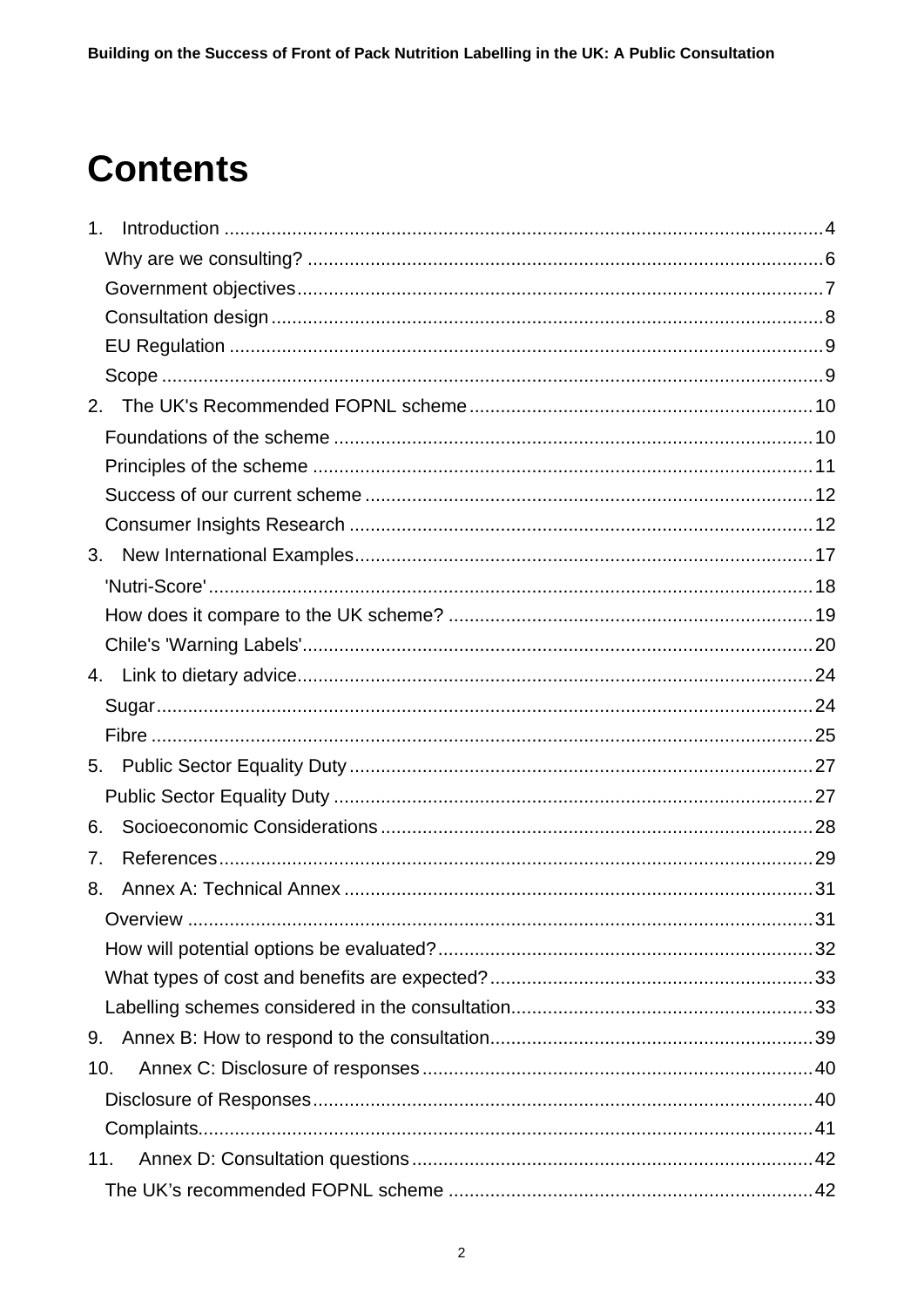# Contents

1. Introduction ..... 4
   - Why are we consulting? ..... 6
   - Government objectives ..... 7
   - Consultation design ..... 8
   - EU Regulation ..... 9
   - Scope ..... 9
2. The UK's Recommended FOPNL scheme ..... 10
   - Foundations of the scheme ..... 10
   - Principles of the scheme ..... 11
   - Success of our current scheme ..... 12
   - Consumer Insights Research ..... 12
3. New International Examples ..... 17
   - 'Nutri-Score' ..... 18
   - How does it compare to the UK scheme? ..... 19
   - Chile's 'Warning Labels' ..... 20
4. Link to dietary advice ..... 24
   - Sugar ..... 24
   - Fibre ..... 25
5. Public Sector Equality Duty ..... 27
   - Public Sector Equality Duty ..... 27
6. Socioeconomic Considerations ..... 28
7. References ..... 29
8. Annex A: Technical Annex ..... 31
   - Overview ..... 31
   - How will potential options be evaluated? ..... 32
   - What types of cost and benefits are expected? ..... 33
   - Labelling schemes considered in the consultation ..... 33
9. Annex B: How to respond to the consultation ..... 39
10. Annex C: Disclosure of responses ..... 40
    - Disclosure of Responses ..... 40
    - Complaints ..... 41
11. Annex D: Consultation questions ..... 42
    - The UK's recommended FOPNL scheme ..... 42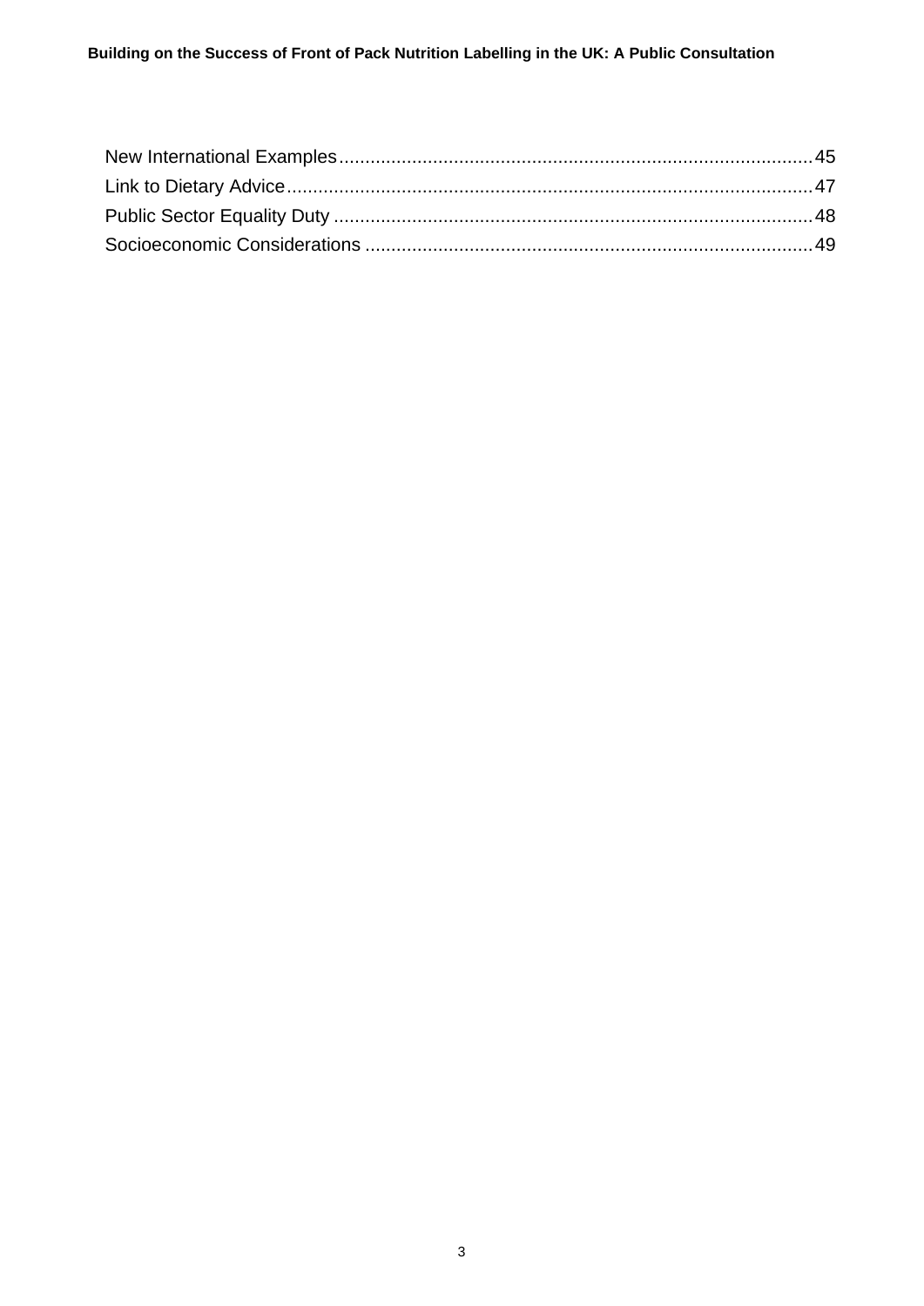New International Examples ..................................................................................... 45
Link to Dietary Advice .............................................................................................. 47
Public Sector Equality Duty ..................................................................................... 48
Socioeconomic Considerations ............................................................................... 49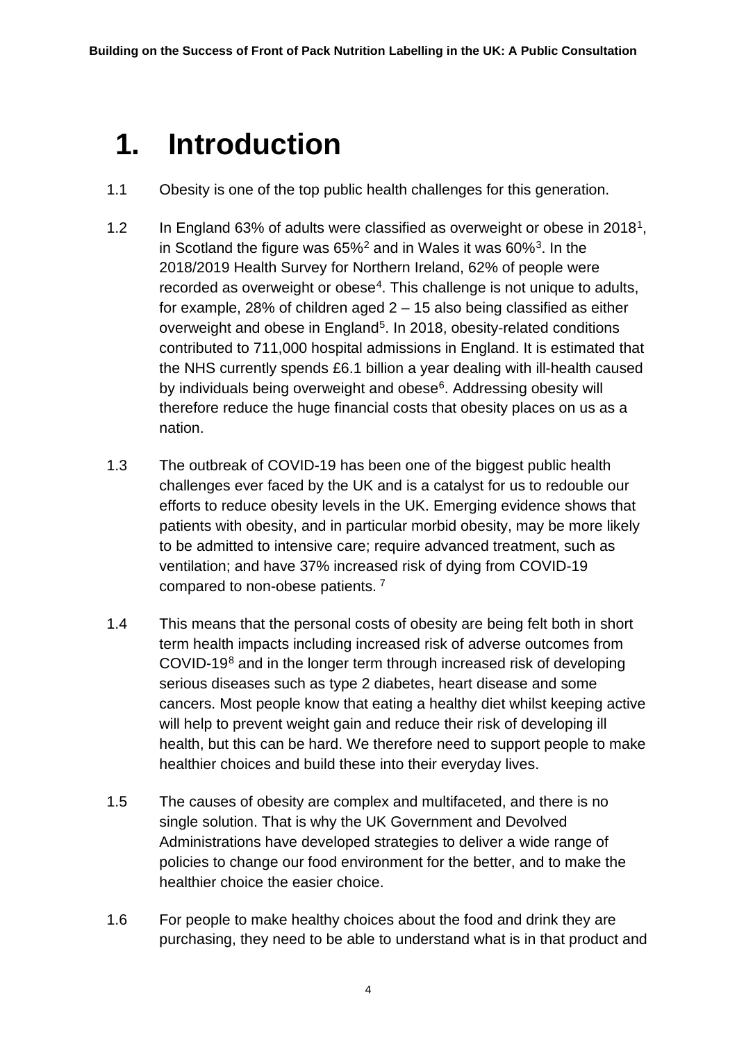# 1. Introduction

1.1 Obesity is one of the top public health challenges for this generation.

1.2 In England 63% of adults were classified as overweight or obese in 2018[1], in Scotland the figure was 65%[2] and in Wales it was 60%[3]. In the 2018/2019 Health Survey for Northern Ireland, 62% of people were recorded as overweight or obese[4]. This challenge is not unique to adults, for example, 28% of children aged 2 – 15 also being classified as either overweight and obese in England[5]. In 2018, obesity-related conditions contributed to 711,000 hospital admissions in England. It is estimated that the NHS currently spends £6.1 billion a year dealing with ill-health caused by individuals being overweight and obese[6]. Addressing obesity will therefore reduce the huge financial costs that obesity places on us as a nation.

1.3 The outbreak of COVID-19 has been one of the biggest public health challenges ever faced by the UK and is a catalyst for us to redouble our efforts to reduce obesity levels in the UK. Emerging evidence shows that patients with obesity, and in particular morbid obesity, may be more likely to be admitted to intensive care; require advanced treatment, such as ventilation; and have 37% increased risk of dying from COVID-19 compared to non-obese patients. [7]

1.4 This means that the personal costs of obesity are being felt both in short term health impacts including increased risk of adverse outcomes from COVID-19[8] and in the longer term through increased risk of developing serious diseases such as type 2 diabetes, heart disease and some cancers. Most people know that eating a healthy diet whilst keeping active will help to prevent weight gain and reduce their risk of developing ill health, but this can be hard. We therefore need to support people to make healthier choices and build these into their everyday lives.

1.5 The causes of obesity are complex and multifaceted, and there is no single solution. That is why the UK Government and Devolved Administrations have developed strategies to deliver a wide range of policies to change our food environment for the better, and to make the healthier choice the easier choice.

1.6 For people to make healthy choices about the food and drink they are purchasing, they need to be able to understand what is in that product and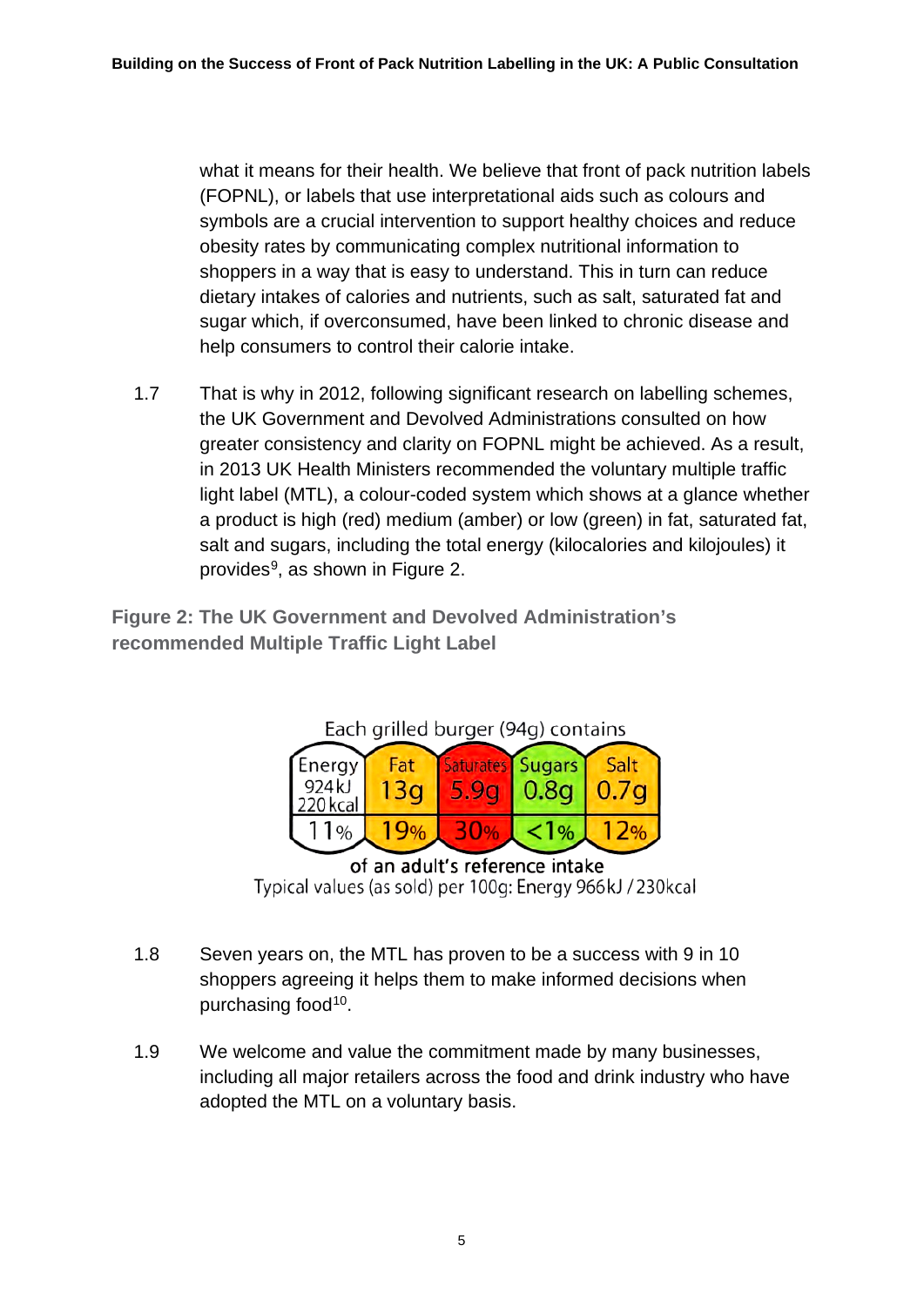what it means for their health. We believe that front of pack nutrition labels (FOPNL), or labels that use interpretational aids such as colours and symbols are a crucial intervention to support healthy choices and reduce obesity rates by communicating complex nutritional information to shoppers in a way that is easy to understand. This in turn can reduce dietary intakes of calories and nutrients, such as salt, saturated fat and sugar which, if overconsumed, have been linked to chronic disease and help consumers to control their calorie intake.

1.7 That is why in 2012, following significant research on labelling schemes, the UK Government and Devolved Administrations consulted on how greater consistency and clarity on FOPNL might be achieved. As a result, in 2013 UK Health Ministers recommended the voluntary multiple traffic light label (MTL), a colour-coded system which shows at a glance whether a product is high (red) medium (amber) or low (green) in fat, saturated fat, salt and sugars, including the total energy (kilocalories and kilojoules) it provides[9], as shown in Figure 2.

**Figure 2: The UK Government and Devolved Administration's recommended Multiple Traffic Light Label**

Each grilled burger (94g) contains

| Energy 924kJ 220kcal | Fat 13g | Saturates 5.9g | Sugars 0.8g | Salt 0.7g |
|---|---|---|---|---|
| 11% | 19% | 30% | <1% | 12% |

of an adult's reference intake

Typical values (as sold) per 100g: Energy 966kJ / 230kcal

1.8 Seven years on, the MTL has proven to be a success with 9 in 10 shoppers agreeing it helps them to make informed decisions when purchasing food[10].

1.9 We welcome and value the commitment made by many businesses, including all major retailers across the food and drink industry who have adopted the MTL on a voluntary basis.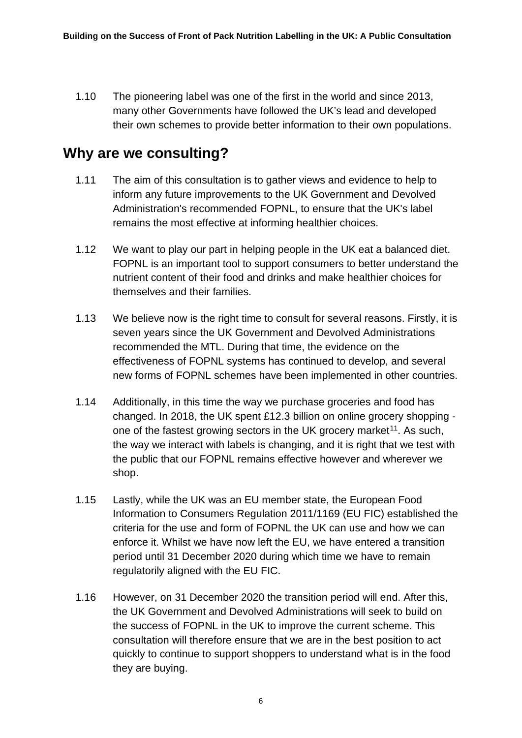1.10 The pioneering label was one of the first in the world and since 2013, many other Governments have followed the UK's lead and developed their own schemes to provide better information to their own populations.

## Why are we consulting?

1.11 The aim of this consultation is to gather views and evidence to help to inform any future improvements to the UK Government and Devolved Administration's recommended FOPNL, to ensure that the UK's label remains the most effective at informing healthier choices.

1.12 We want to play our part in helping people in the UK eat a balanced diet. FOPNL is an important tool to support consumers to better understand the nutrient content of their food and drinks and make healthier choices for themselves and their families.

1.13 We believe now is the right time to consult for several reasons. Firstly, it is seven years since the UK Government and Devolved Administrations recommended the MTL. During that time, the evidence on the effectiveness of FOPNL systems has continued to develop, and several new forms of FOPNL schemes have been implemented in other countries.

1.14 Additionally, in this time the way we purchase groceries and food has changed. In 2018, the UK spent £12.3 billion on online grocery shopping - one of the fastest growing sectors in the UK grocery market[11]. As such, the way we interact with labels is changing, and it is right that we test with the public that our FOPNL remains effective however and wherever we shop.

1.15 Lastly, while the UK was an EU member state, the European Food Information to Consumers Regulation 2011/1169 (EU FIC) established the criteria for the use and form of FOPNL the UK can use and how we can enforce it. Whilst we have now left the EU, we have entered a transition period until 31 December 2020 during which time we have to remain regulatorily aligned with the EU FIC.

1.16 However, on 31 December 2020 the transition period will end. After this, the UK Government and Devolved Administrations will seek to build on the success of FOPNL in the UK to improve the current scheme. This consultation will therefore ensure that we are in the best position to act quickly to continue to support shoppers to understand what is in the food they are buying.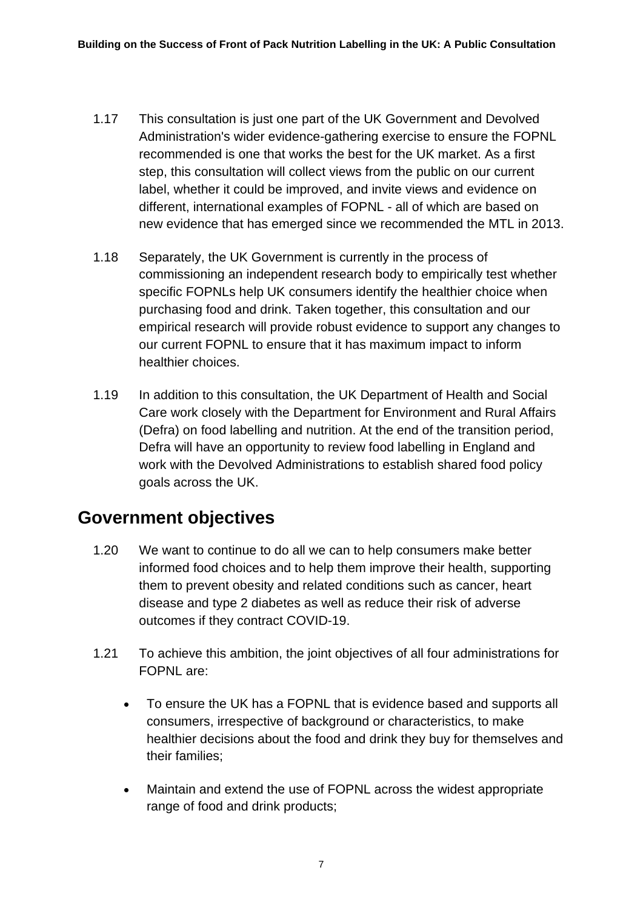1.17 This consultation is just one part of the UK Government and Devolved Administration's wider evidence-gathering exercise to ensure the FOPNL recommended is one that works the best for the UK market. As a first step, this consultation will collect views from the public on our current label, whether it could be improved, and invite views and evidence on different, international examples of FOPNL - all of which are based on new evidence that has emerged since we recommended the MTL in 2013.

1.18 Separately, the UK Government is currently in the process of commissioning an independent research body to empirically test whether specific FOPNLs help UK consumers identify the healthier choice when purchasing food and drink. Taken together, this consultation and our empirical research will provide robust evidence to support any changes to our current FOPNL to ensure that it has maximum impact to inform healthier choices.

1.19 In addition to this consultation, the UK Department of Health and Social Care work closely with the Department for Environment and Rural Affairs (Defra) on food labelling and nutrition. At the end of the transition period, Defra will have an opportunity to review food labelling in England and work with the Devolved Administrations to establish shared food policy goals across the UK.

## Government objectives

1.20 We want to continue to do all we can to help consumers make better informed food choices and to help them improve their health, supporting them to prevent obesity and related conditions such as cancer, heart disease and type 2 diabetes as well as reduce their risk of adverse outcomes if they contract COVID-19.

1.21 To achieve this ambition, the joint objectives of all four administrations for FOPNL are:

- To ensure the UK has a FOPNL that is evidence based and supports all consumers, irrespective of background or characteristics, to make healthier decisions about the food and drink they buy for themselves and their families;
- Maintain and extend the use of FOPNL across the widest appropriate range of food and drink products;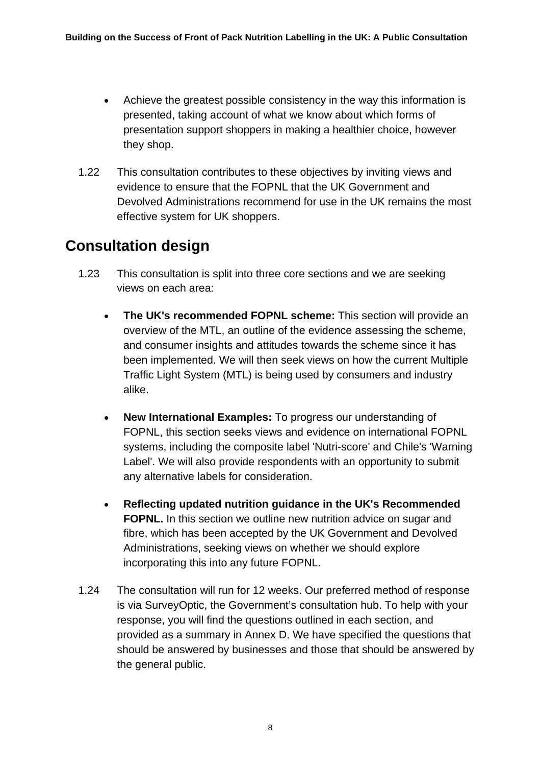- Achieve the greatest possible consistency in the way this information is presented, taking account of what we know about which forms of presentation support shoppers in making a healthier choice, however they shop.

1.22 This consultation contributes to these objectives by inviting views and evidence to ensure that the FOPNL that the UK Government and Devolved Administrations recommend for use in the UK remains the most effective system for UK shoppers.

## Consultation design

1.23 This consultation is split into three core sections and we are seeking views on each area:

- **The UK's recommended FOPNL scheme:** This section will provide an overview of the MTL, an outline of the evidence assessing the scheme, and consumer insights and attitudes towards the scheme since it has been implemented. We will then seek views on how the current Multiple Traffic Light System (MTL) is being used by consumers and industry alike.

- **New International Examples:** To progress our understanding of FOPNL, this section seeks views and evidence on international FOPNL systems, including the composite label 'Nutri-score' and Chile's 'Warning Label'. We will also provide respondents with an opportunity to submit any alternative labels for consideration.

- **Reflecting updated nutrition guidance in the UK's Recommended FOPNL.** In this section we outline new nutrition advice on sugar and fibre, which has been accepted by the UK Government and Devolved Administrations, seeking views on whether we should explore incorporating this into any future FOPNL.

1.24 The consultation will run for 12 weeks. Our preferred method of response is via SurveyOptic, the Government's consultation hub. To help with your response, you will find the questions outlined in each section, and provided as a summary in Annex D. We have specified the questions that should be answered by businesses and those that should be answered by the general public.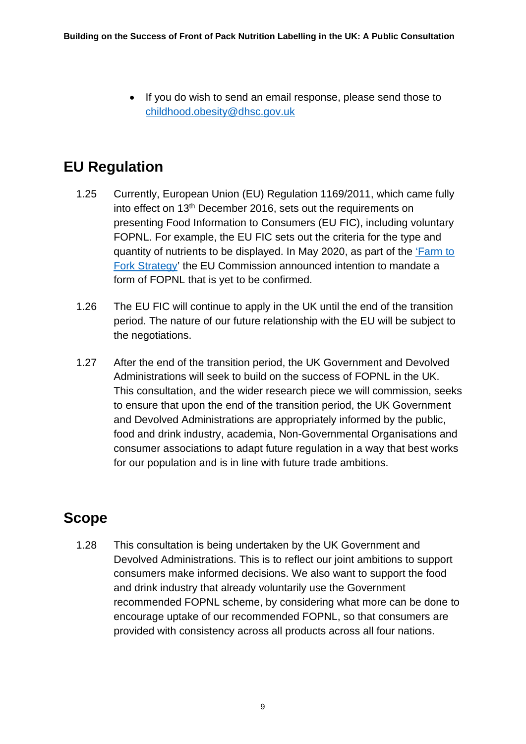- If you do wish to send an email response, please send those to [childhood.obesity@dhsc.gov.uk](mailto:childhood.obesity@dhsc.gov.uk)

## EU Regulation

1.25 Currently, European Union (EU) Regulation 1169/2011, which came fully into effect on 13th December 2016, sets out the requirements on presenting Food Information to Consumers (EU FIC), including voluntary FOPNL. For example, the EU FIC sets out the criteria for the type and quantity of nutrients to be displayed. In May 2020, as part of the '[Farm to Fork Strategy](#)' the EU Commission announced intention to mandate a form of FOPNL that is yet to be confirmed.

1.26 The EU FIC will continue to apply in the UK until the end of the transition period. The nature of our future relationship with the EU will be subject to the negotiations.

1.27 After the end of the transition period, the UK Government and Devolved Administrations will seek to build on the success of FOPNL in the UK. This consultation, and the wider research piece we will commission, seeks to ensure that upon the end of the transition period, the UK Government and Devolved Administrations are appropriately informed by the public, food and drink industry, academia, Non-Governmental Organisations and consumer associations to adapt future regulation in a way that best works for our population and is in line with future trade ambitions.

## Scope

1.28 This consultation is being undertaken by the UK Government and Devolved Administrations. This is to reflect our joint ambitions to support consumers make informed decisions. We also want to support the food and drink industry that already voluntarily use the Government recommended FOPNL scheme, by considering what more can be done to encourage uptake of our recommended FOPNL, so that consumers are provided with consistency across all products across all four nations.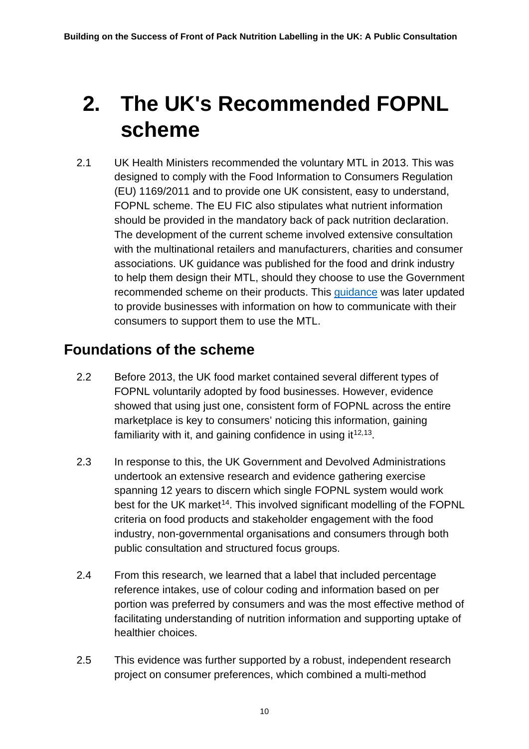# 2. The UK's Recommended FOPNL scheme

2.1 UK Health Ministers recommended the voluntary MTL in 2013. This was designed to comply with the Food Information to Consumers Regulation (EU) 1169/2011 and to provide one UK consistent, easy to understand, FOPNL scheme. The EU FIC also stipulates what nutrient information should be provided in the mandatory back of pack nutrition declaration. The development of the current scheme involved extensive consultation with the multinational retailers and manufacturers, charities and consumer associations. UK guidance was published for the food and drink industry to help them design their MTL, should they choose to use the Government recommended scheme on their products. This guidance was later updated to provide businesses with information on how to communicate with their consumers to support them to use the MTL.

## Foundations of the scheme

2.2 Before 2013, the UK food market contained several different types of FOPNL voluntarily adopted by food businesses. However, evidence showed that using just one, consistent form of FOPNL across the entire marketplace is key to consumers' noticing this information, gaining familiarity with it, and gaining confidence in using it[12,13].

2.3 In response to this, the UK Government and Devolved Administrations undertook an extensive research and evidence gathering exercise spanning 12 years to discern which single FOPNL system would work best for the UK market[14]. This involved significant modelling of the FOPNL criteria on food products and stakeholder engagement with the food industry, non-governmental organisations and consumers through both public consultation and structured focus groups.

2.4 From this research, we learned that a label that included percentage reference intakes, use of colour coding and information based on per portion was preferred by consumers and was the most effective method of facilitating understanding of nutrition information and supporting uptake of healthier choices.

2.5 This evidence was further supported by a robust, independent research project on consumer preferences, which combined a multi-method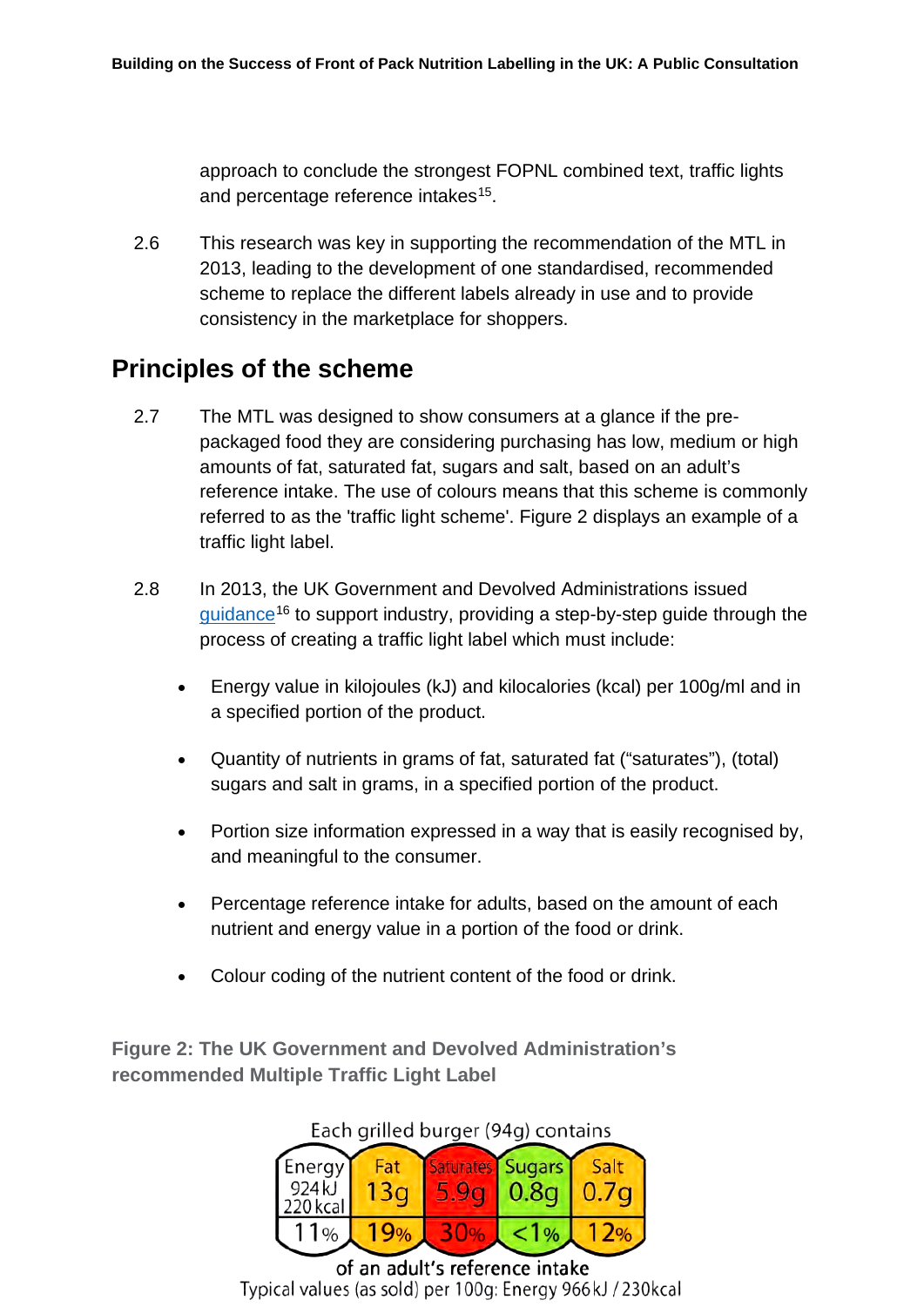approach to conclude the strongest FOPNL combined text, traffic lights and percentage reference intakes[15].

2.6 This research was key in supporting the recommendation of the MTL in 2013, leading to the development of one standardised, recommended scheme to replace the different labels already in use and to provide consistency in the marketplace for shoppers.

## Principles of the scheme

2.7 The MTL was designed to show consumers at a glance if the pre-packaged food they are considering purchasing has low, medium or high amounts of fat, saturated fat, sugars and salt, based on an adult's reference intake. The use of colours means that this scheme is commonly referred to as the 'traffic light scheme'. Figure 2 displays an example of a traffic light label.

2.8 In 2013, the UK Government and Devolved Administrations issued guidance[16] to support industry, providing a step-by-step guide through the process of creating a traffic light label which must include:

- Energy value in kilojoules (kJ) and kilocalories (kcal) per 100g/ml and in a specified portion of the product.
- Quantity of nutrients in grams of fat, saturated fat ("saturates"), (total) sugars and salt in grams, in a specified portion of the product.
- Portion size information expressed in a way that is easily recognised by, and meaningful to the consumer.
- Percentage reference intake for adults, based on the amount of each nutrient and energy value in a portion of the food or drink.
- Colour coding of the nutrient content of the food or drink.

**Figure 2: The UK Government and Devolved Administration's recommended Multiple Traffic Light Label**

Each grilled burger (94g) contains

| Energy | Fat | Saturates | Sugars | Salt |
|---|---|---|---|---|
| 924kJ 220kcal | 13g | 5.9g | 0.8g | 0.7g |
| 11% | 19% | 30% | <1% | 12% |

of an adult's reference intake

Typical values (as sold) per 100g: Energy 966kJ / 230kcal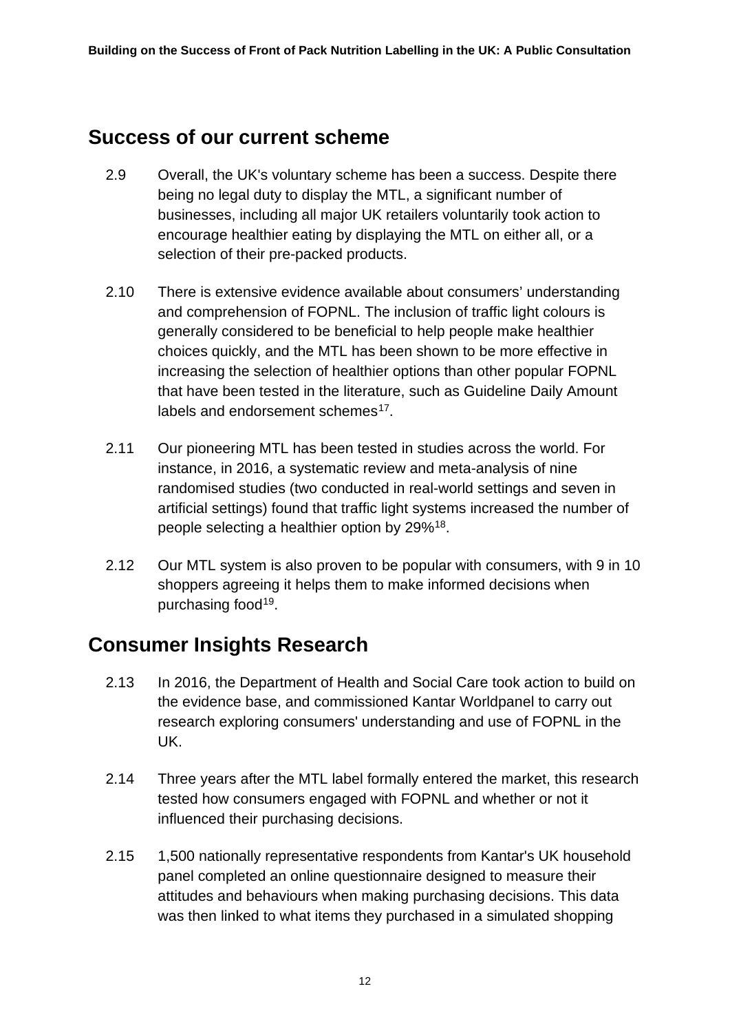## Success of our current scheme

2.9 Overall, the UK's voluntary scheme has been a success. Despite there being no legal duty to display the MTL, a significant number of businesses, including all major UK retailers voluntarily took action to encourage healthier eating by displaying the MTL on either all, or a selection of their pre-packed products.

2.10 There is extensive evidence available about consumers' understanding and comprehension of FOPNL. The inclusion of traffic light colours is generally considered to be beneficial to help people make healthier choices quickly, and the MTL has been shown to be more effective in increasing the selection of healthier options than other popular FOPNL that have been tested in the literature, such as Guideline Daily Amount labels and endorsement schemes[17].

2.11 Our pioneering MTL has been tested in studies across the world. For instance, in 2016, a systematic review and meta-analysis of nine randomised studies (two conducted in real-world settings and seven in artificial settings) found that traffic light systems increased the number of people selecting a healthier option by 29%[18].

2.12 Our MTL system is also proven to be popular with consumers, with 9 in 10 shoppers agreeing it helps them to make informed decisions when purchasing food[19].

## Consumer Insights Research

2.13 In 2016, the Department of Health and Social Care took action to build on the evidence base, and commissioned Kantar Worldpanel to carry out research exploring consumers' understanding and use of FOPNL in the UK.

2.14 Three years after the MTL label formally entered the market, this research tested how consumers engaged with FOPNL and whether or not it influenced their purchasing decisions.

2.15 1,500 nationally representative respondents from Kantar's UK household panel completed an online questionnaire designed to measure their attitudes and behaviours when making purchasing decisions. This data was then linked to what items they purchased in a simulated shopping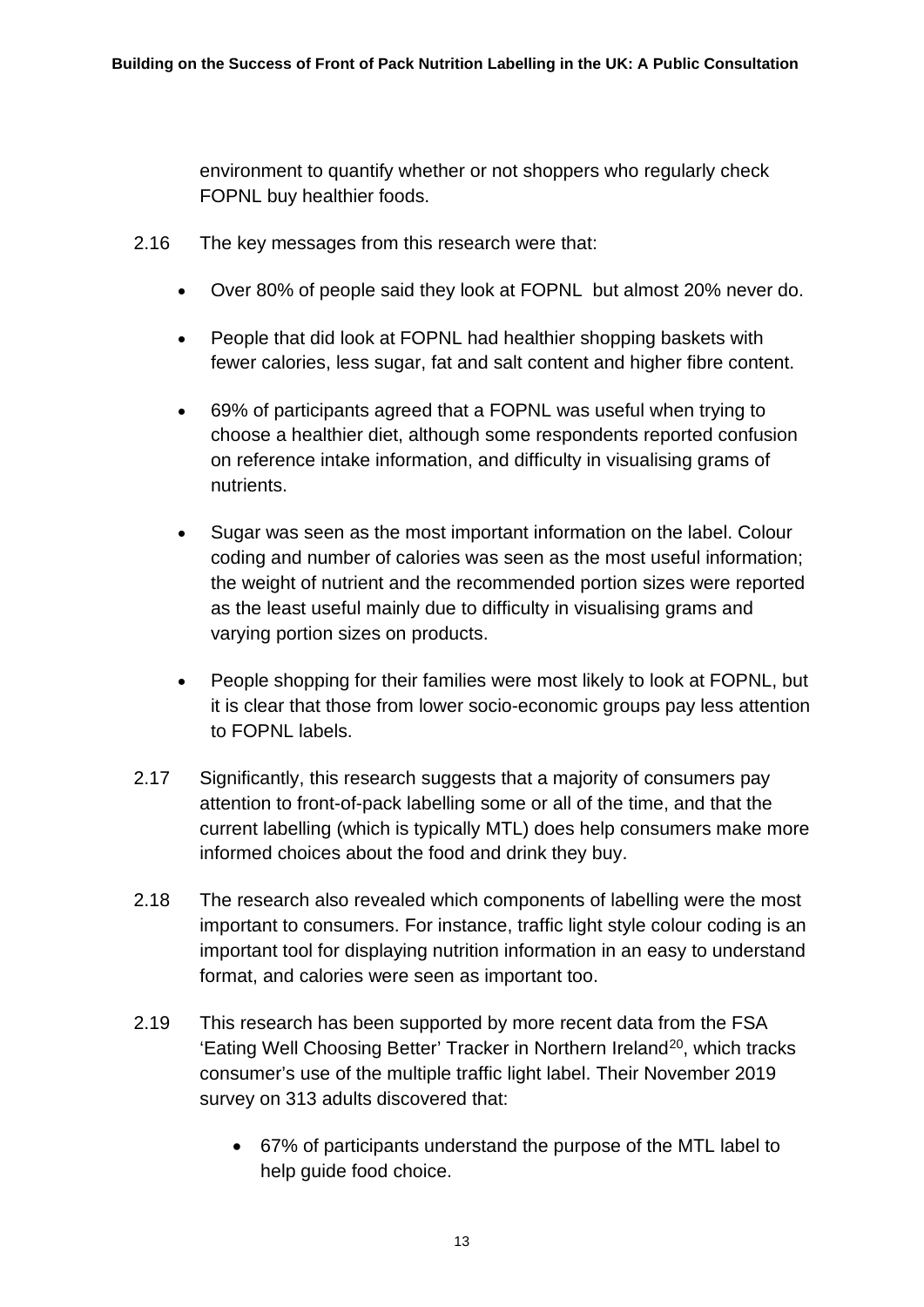environment to quantify whether or not shoppers who regularly check FOPNL buy healthier foods.

2.16 The key messages from this research were that:

- Over 80% of people said they look at FOPNL but almost 20% never do.
- People that did look at FOPNL had healthier shopping baskets with fewer calories, less sugar, fat and salt content and higher fibre content.
- 69% of participants agreed that a FOPNL was useful when trying to choose a healthier diet, although some respondents reported confusion on reference intake information, and difficulty in visualising grams of nutrients.
- Sugar was seen as the most important information on the label. Colour coding and number of calories was seen as the most useful information; the weight of nutrient and the recommended portion sizes were reported as the least useful mainly due to difficulty in visualising grams and varying portion sizes on products.
- People shopping for their families were most likely to look at FOPNL, but it is clear that those from lower socio-economic groups pay less attention to FOPNL labels.

2.17 Significantly, this research suggests that a majority of consumers pay attention to front-of-pack labelling some or all of the time, and that the current labelling (which is typically MTL) does help consumers make more informed choices about the food and drink they buy.

2.18 The research also revealed which components of labelling were the most important to consumers. For instance, traffic light style colour coding is an important tool for displaying nutrition information in an easy to understand format, and calories were seen as important too.

2.19 This research has been supported by more recent data from the FSA 'Eating Well Choosing Better' Tracker in Northern Ireland[20], which tracks consumer's use of the multiple traffic light label. Their November 2019 survey on 313 adults discovered that:

- 67% of participants understand the purpose of the MTL label to help guide food choice.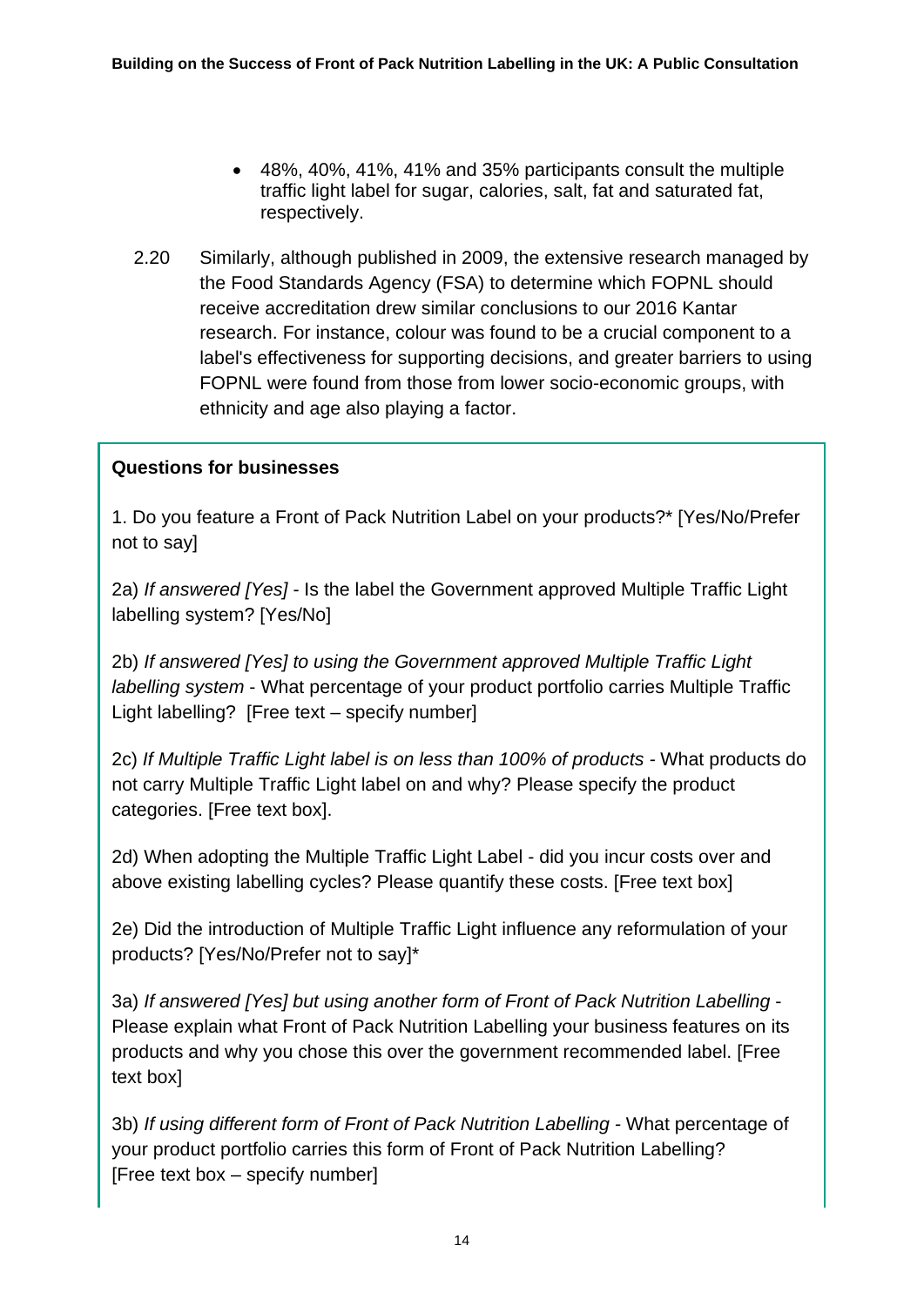- 48%, 40%, 41%, 41% and 35% participants consult the multiple traffic light label for sugar, calories, salt, fat and saturated fat, respectively.

2.20 Similarly, although published in 2009, the extensive research managed by the Food Standards Agency (FSA) to determine which FOPNL should receive accreditation drew similar conclusions to our 2016 Kantar research. For instance, colour was found to be a crucial component to a label's effectiveness for supporting decisions, and greater barriers to using FOPNL were found from those from lower socio-economic groups, with ethnicity and age also playing a factor.

**Questions for businesses**

1. Do you feature a Front of Pack Nutrition Label on your products?* [Yes/No/Prefer not to say]

2a) *If answered [Yes]* - Is the label the Government approved Multiple Traffic Light labelling system? [Yes/No]

2b) *If answered [Yes] to using the Government approved Multiple Traffic Light labelling system* - What percentage of your product portfolio carries Multiple Traffic Light labelling? [Free text – specify number]

2c) *If Multiple Traffic Light label is on less than 100% of products* - What products do not carry Multiple Traffic Light label on and why? Please specify the product categories. [Free text box].

2d) When adopting the Multiple Traffic Light Label - did you incur costs over and above existing labelling cycles? Please quantify these costs. [Free text box]

2e) Did the introduction of Multiple Traffic Light influence any reformulation of your products? [Yes/No/Prefer not to say]*

3a) *If answered [Yes] but using another form of Front of Pack Nutrition Labelling* - Please explain what Front of Pack Nutrition Labelling your business features on its products and why you chose this over the government recommended label. [Free text box]

3b) *If using different form of Front of Pack Nutrition Labelling* - What percentage of your product portfolio carries this form of Front of Pack Nutrition Labelling? [Free text box – specify number]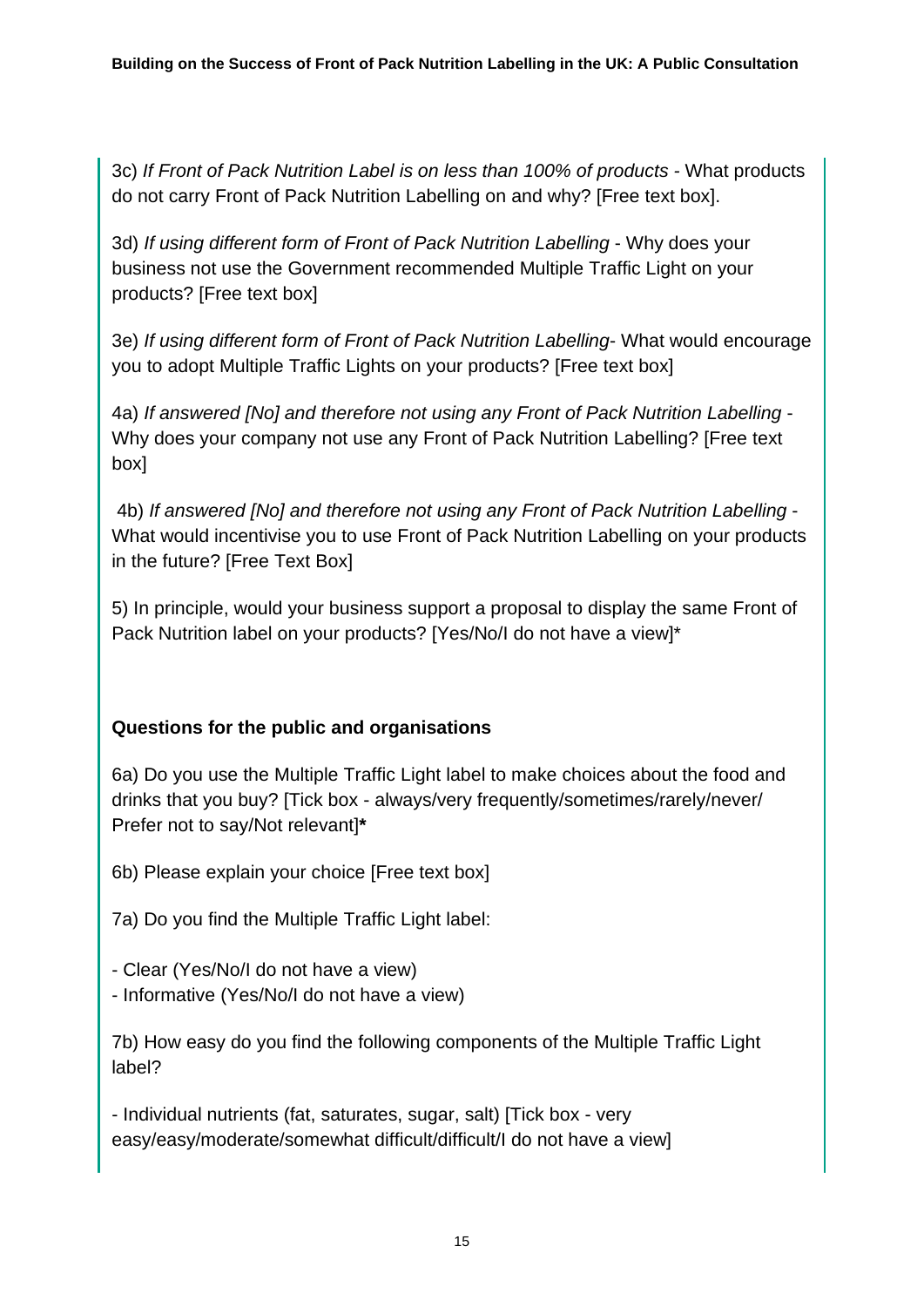3c) *If Front of Pack Nutrition Label is on less than 100% of products* - What products do not carry Front of Pack Nutrition Labelling on and why? [Free text box].

3d) *If using different form of Front of Pack Nutrition Labelling* - Why does your business not use the Government recommended Multiple Traffic Light on your products? [Free text box]

3e) *If using different form of Front of Pack Nutrition Labelling*- What would encourage you to adopt Multiple Traffic Lights on your products? [Free text box]

4a) *If answered [No] and therefore not using any Front of Pack Nutrition Labelling* - Why does your company not use any Front of Pack Nutrition Labelling? [Free text box]

4b) *If answered [No] and therefore not using any Front of Pack Nutrition Labelling* - What would incentivise you to use Front of Pack Nutrition Labelling on your products in the future? [Free Text Box]

5) In principle, would your business support a proposal to display the same Front of Pack Nutrition label on your products? [Yes/No/I do not have a view]*

**Questions for the public and organisations**

6a) Do you use the Multiple Traffic Light label to make choices about the food and drinks that you buy? [Tick box - always/very frequently/sometimes/rarely/never/ Prefer not to say/Not relevant]**\***

6b) Please explain your choice [Free text box]

7a) Do you find the Multiple Traffic Light label:

- Clear (Yes/No/I do not have a view)
- Informative (Yes/No/I do not have a view)

7b) How easy do you find the following components of the Multiple Traffic Light label?

- Individual nutrients (fat, saturates, sugar, salt) [Tick box - very easy/easy/moderate/somewhat difficult/difficult/I do not have a view]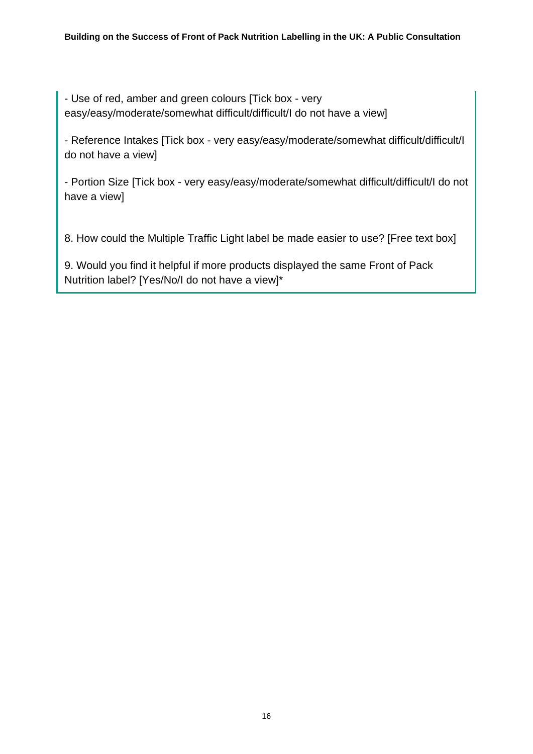- Use of red, amber and green colours [Tick box - very easy/easy/moderate/somewhat difficult/difficult/I do not have a view]

- Reference Intakes [Tick box - very easy/easy/moderate/somewhat difficult/difficult/I do not have a view]

- Portion Size [Tick box - very easy/easy/moderate/somewhat difficult/difficult/I do not have a view]

8. How could the Multiple Traffic Light label be made easier to use? [Free text box]

9. Would you find it helpful if more products displayed the same Front of Pack Nutrition label? [Yes/No/I do not have a view]*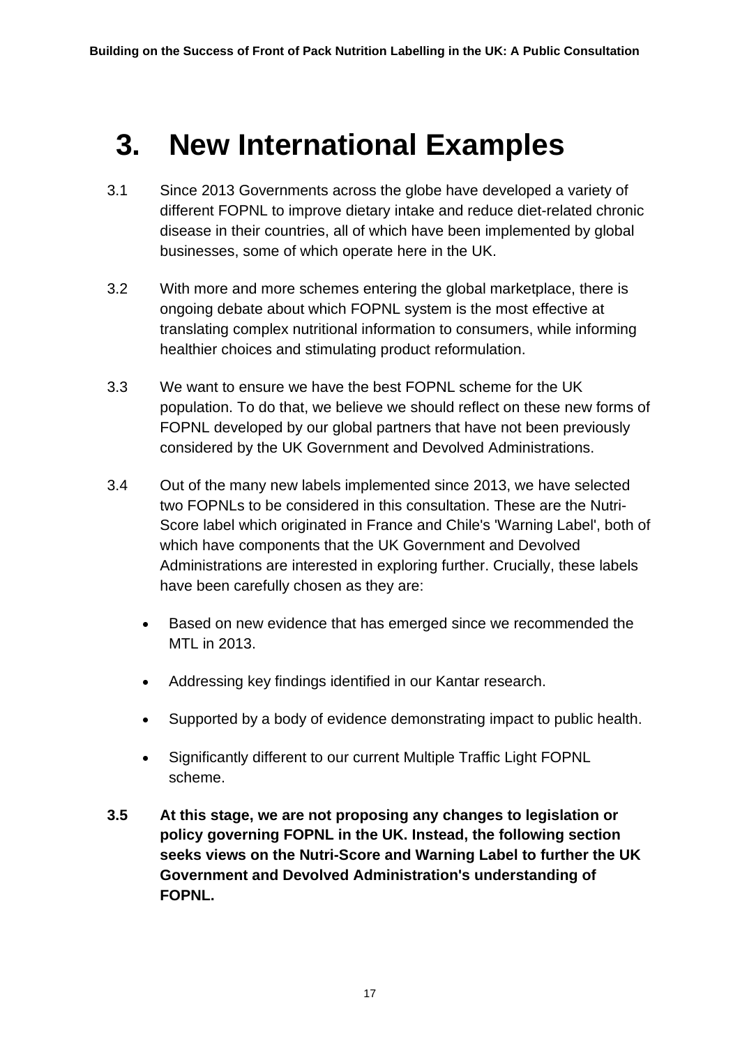# 3. New International Examples

3.1 Since 2013 Governments across the globe have developed a variety of different FOPNL to improve dietary intake and reduce diet-related chronic disease in their countries, all of which have been implemented by global businesses, some of which operate here in the UK.

3.2 With more and more schemes entering the global marketplace, there is ongoing debate about which FOPNL system is the most effective at translating complex nutritional information to consumers, while informing healthier choices and stimulating product reformulation.

3.3 We want to ensure we have the best FOPNL scheme for the UK population. To do that, we believe we should reflect on these new forms of FOPNL developed by our global partners that have not been previously considered by the UK Government and Devolved Administrations.

3.4 Out of the many new labels implemented since 2013, we have selected two FOPNLs to be considered in this consultation. These are the Nutri-Score label which originated in France and Chile's 'Warning Label', both of which have components that the UK Government and Devolved Administrations are interested in exploring further. Crucially, these labels have been carefully chosen as they are:

- Based on new evidence that has emerged since we recommended the MTL in 2013.
- Addressing key findings identified in our Kantar research.
- Supported by a body of evidence demonstrating impact to public health.
- Significantly different to our current Multiple Traffic Light FOPNL scheme.

**3.5 At this stage, we are not proposing any changes to legislation or policy governing FOPNL in the UK. Instead, the following section seeks views on the Nutri-Score and Warning Label to further the UK Government and Devolved Administration's understanding of FOPNL.**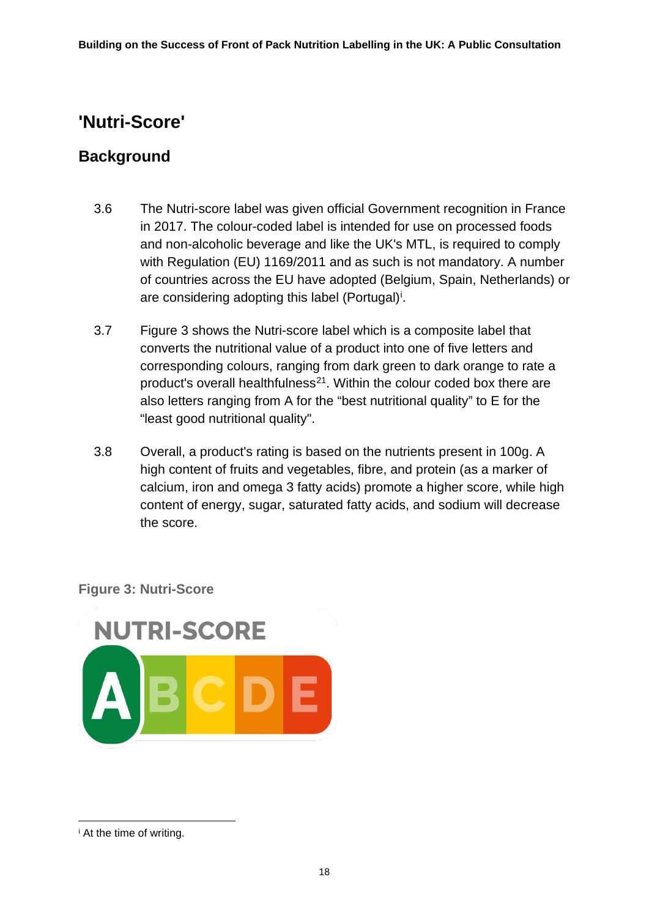## 'Nutri-Score'

### Background

3.6 The Nutri-score label was given official Government recognition in France in 2017. The colour-coded label is intended for use on processed foods and non-alcoholic beverage and like the UK's MTL, is required to comply with Regulation (EU) 1169/2011 and as such is not mandatory. A number of countries across the EU have adopted (Belgium, Spain, Netherlands) or are considering adopting this label (Portugal)[i].

3.7 Figure 3 shows the Nutri-score label which is a composite label that converts the nutritional value of a product into one of five letters and corresponding colours, ranging from dark green to dark orange to rate a product's overall healthfulness[21]. Within the colour coded box there are also letters ranging from A for the "best nutritional quality" to E for the "least good nutritional quality".

3.8 Overall, a product's rating is based on the nutrients present in 100g. A high content of fruits and vegetables, fibre, and protein (as a marker of calcium, iron and omega 3 fatty acids) promote a higher score, while high content of energy, sugar, saturated fatty acids, and sodium will decrease the score.

**Figure 3: Nutri-Score**

NUTRI-SCORE

A B C D E

---

[i] At the time of writing.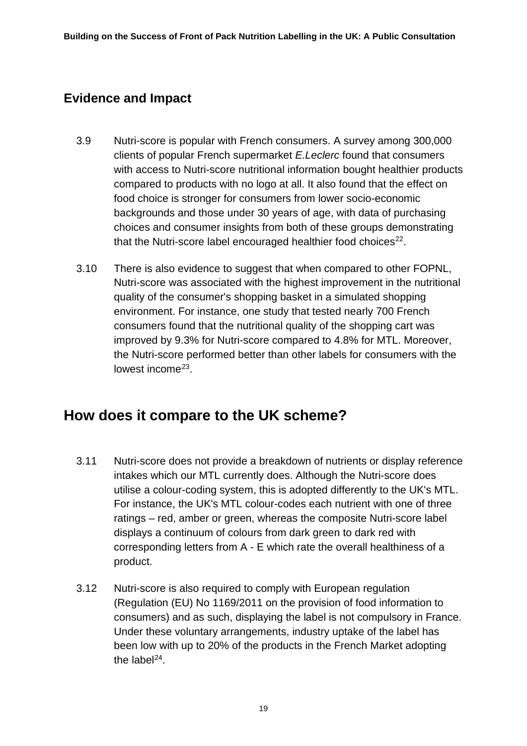## Evidence and Impact

3.9 Nutri-score is popular with French consumers. A survey among 300,000 clients of popular French supermarket *E.Leclerc* found that consumers with access to Nutri-score nutritional information bought healthier products compared to products with no logo at all. It also found that the effect on food choice is stronger for consumers from lower socio-economic backgrounds and those under 30 years of age, with data of purchasing choices and consumer insights from both of these groups demonstrating that the Nutri-score label encouraged healthier food choices[22].

3.10 There is also evidence to suggest that when compared to other FOPNL, Nutri-score was associated with the highest improvement in the nutritional quality of the consumer's shopping basket in a simulated shopping environment. For instance, one study that tested nearly 700 French consumers found that the nutritional quality of the shopping cart was improved by 9.3% for Nutri-score compared to 4.8% for MTL. Moreover, the Nutri-score performed better than other labels for consumers with the lowest income[23].

## How does it compare to the UK scheme?

3.11 Nutri-score does not provide a breakdown of nutrients or display reference intakes which our MTL currently does. Although the Nutri-score does utilise a colour-coding system, this is adopted differently to the UK's MTL. For instance, the UK's MTL colour-codes each nutrient with one of three ratings – red, amber or green, whereas the composite Nutri-score label displays a continuum of colours from dark green to dark red with corresponding letters from A - E which rate the overall healthiness of a product.

3.12 Nutri-score is also required to comply with European regulation (Regulation (EU) No 1169/2011 on the provision of food information to consumers) and as such, displaying the label is not compulsory in France. Under these voluntary arrangements, industry uptake of the label has been low with up to 20% of the products in the French Market adopting the label[24].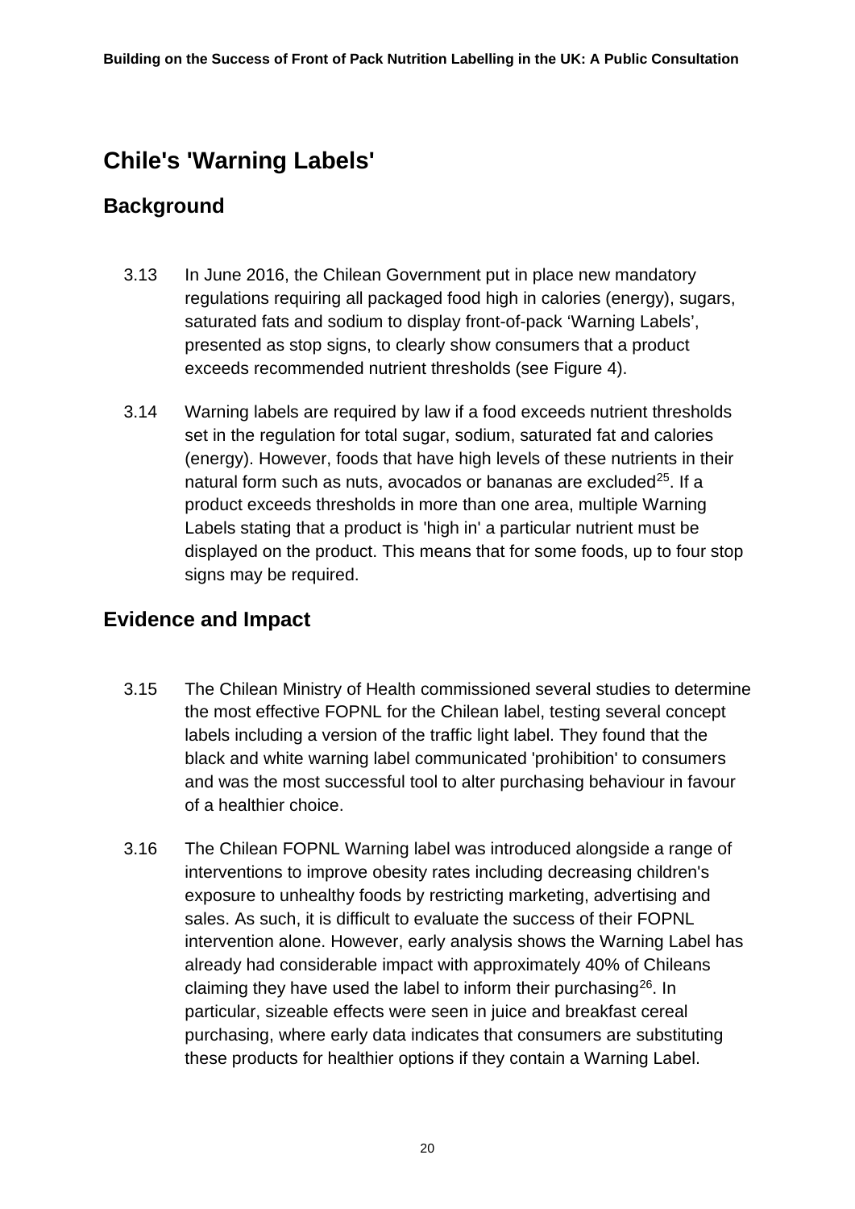## Chile's 'Warning Labels'

### Background

3.13 In June 2016, the Chilean Government put in place new mandatory regulations requiring all packaged food high in calories (energy), sugars, saturated fats and sodium to display front-of-pack 'Warning Labels', presented as stop signs, to clearly show consumers that a product exceeds recommended nutrient thresholds (see Figure 4).

3.14 Warning labels are required by law if a food exceeds nutrient thresholds set in the regulation for total sugar, sodium, saturated fat and calories (energy). However, foods that have high levels of these nutrients in their natural form such as nuts, avocados or bananas are excluded[25]. If a product exceeds thresholds in more than one area, multiple Warning Labels stating that a product is 'high in' a particular nutrient must be displayed on the product. This means that for some foods, up to four stop signs may be required.

### Evidence and Impact

3.15 The Chilean Ministry of Health commissioned several studies to determine the most effective FOPNL for the Chilean label, testing several concept labels including a version of the traffic light label. They found that the black and white warning label communicated 'prohibition' to consumers and was the most successful tool to alter purchasing behaviour in favour of a healthier choice.

3.16 The Chilean FOPNL Warning label was introduced alongside a range of interventions to improve obesity rates including decreasing children's exposure to unhealthy foods by restricting marketing, advertising and sales. As such, it is difficult to evaluate the success of their FOPNL intervention alone. However, early analysis shows the Warning Label has already had considerable impact with approximately 40% of Chileans claiming they have used the label to inform their purchasing[26]. In particular, sizeable effects were seen in juice and breakfast cereal purchasing, where early data indicates that consumers are substituting these products for healthier options if they contain a Warning Label.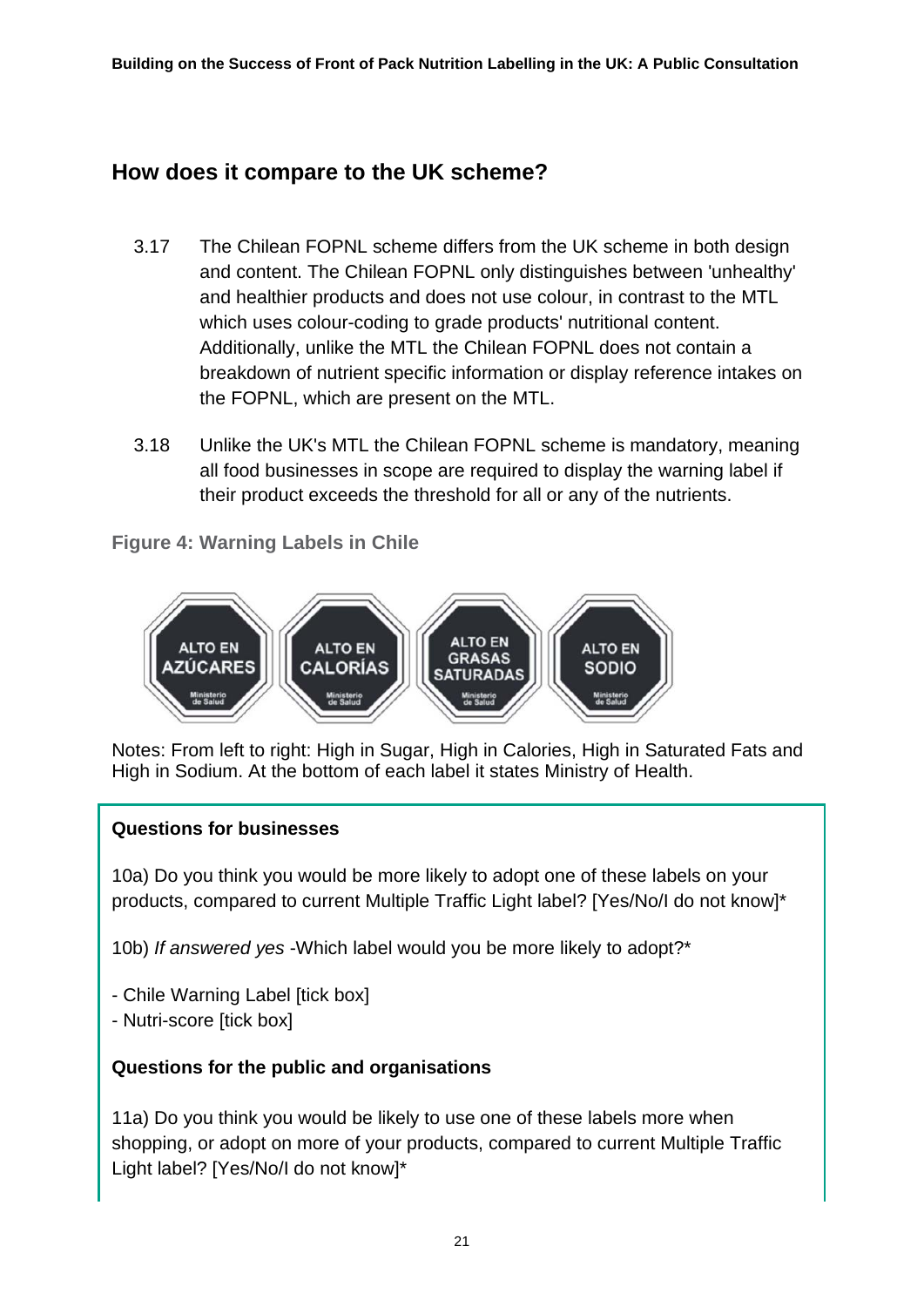## How does it compare to the UK scheme?

3.17 The Chilean FOPNL scheme differs from the UK scheme in both design and content. The Chilean FOPNL only distinguishes between 'unhealthy' and healthier products and does not use colour, in contrast to the MTL which uses colour-coding to grade products' nutritional content. Additionally, unlike the MTL the Chilean FOPNL does not contain a breakdown of nutrient specific information or display reference intakes on the FOPNL, which are present on the MTL.

3.18 Unlike the UK's MTL the Chilean FOPNL scheme is mandatory, meaning all food businesses in scope are required to display the warning label if their product exceeds the threshold for all or any of the nutrients.

**Figure 4: Warning Labels in Chile**

Notes: From left to right: High in Sugar, High in Calories, High in Saturated Fats and High in Sodium. At the bottom of each label it states Ministry of Health.

**Questions for businesses**

10a) Do you think you would be more likely to adopt one of these labels on your products, compared to current Multiple Traffic Light label? [Yes/No/I do not know]*

10b) *If answered yes* -Which label would you be more likely to adopt?*

- Chile Warning Label [tick box]
- Nutri-score [tick box]

**Questions for the public and organisations**

11a) Do you think you would be likely to use one of these labels more when shopping, or adopt on more of your products, compared to current Multiple Traffic Light label? [Yes/No/I do not know]*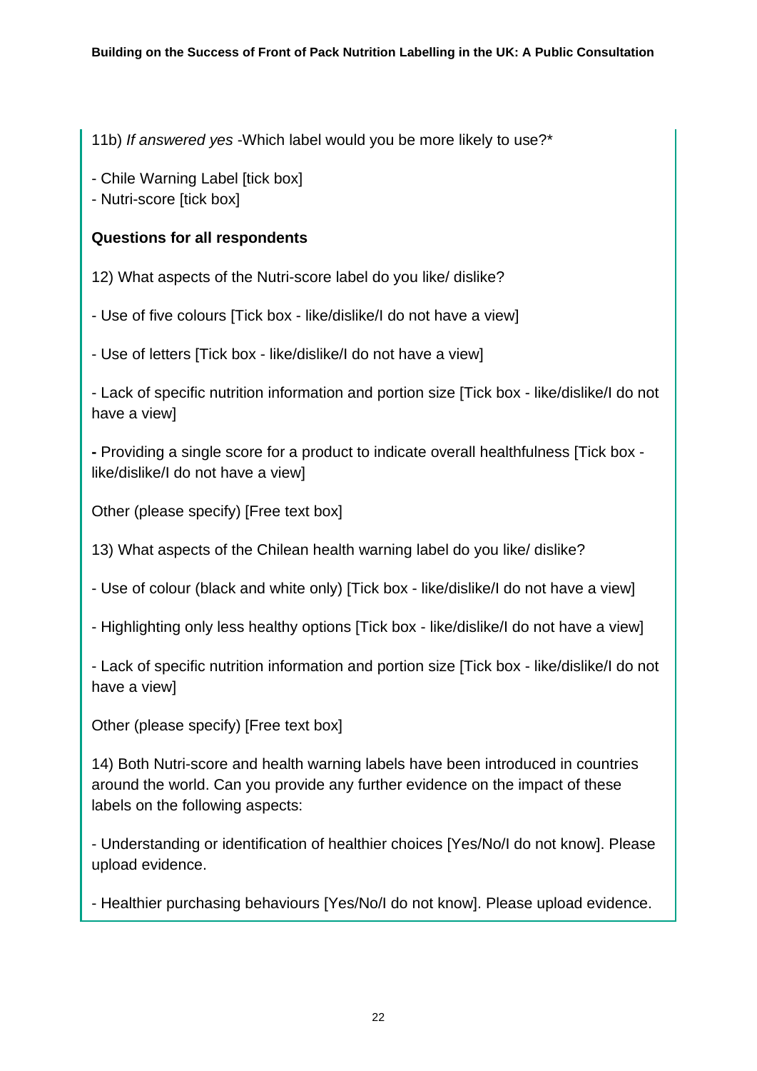11b) *If answered yes* -Which label would you be more likely to use?*

- Chile Warning Label [tick box]
- Nutri-score [tick box]

**Questions for all respondents**

12) What aspects of the Nutri-score label do you like/ dislike?

- Use of five colours [Tick box - like/dislike/I do not have a view]

- Use of letters [Tick box - like/dislike/I do not have a view]

- Lack of specific nutrition information and portion size [Tick box - like/dislike/I do not have a view]

**-** Providing a single score for a product to indicate overall healthfulness [Tick box - like/dislike/I do not have a view]

Other (please specify) [Free text box]

13) What aspects of the Chilean health warning label do you like/ dislike?

- Use of colour (black and white only) [Tick box - like/dislike/I do not have a view]

- Highlighting only less healthy options [Tick box - like/dislike/I do not have a view]

- Lack of specific nutrition information and portion size [Tick box - like/dislike/I do not have a view]

Other (please specify) [Free text box]

14) Both Nutri-score and health warning labels have been introduced in countries around the world. Can you provide any further evidence on the impact of these labels on the following aspects:

- Understanding or identification of healthier choices [Yes/No/I do not know]. Please upload evidence.

- Healthier purchasing behaviours [Yes/No/I do not know]. Please upload evidence.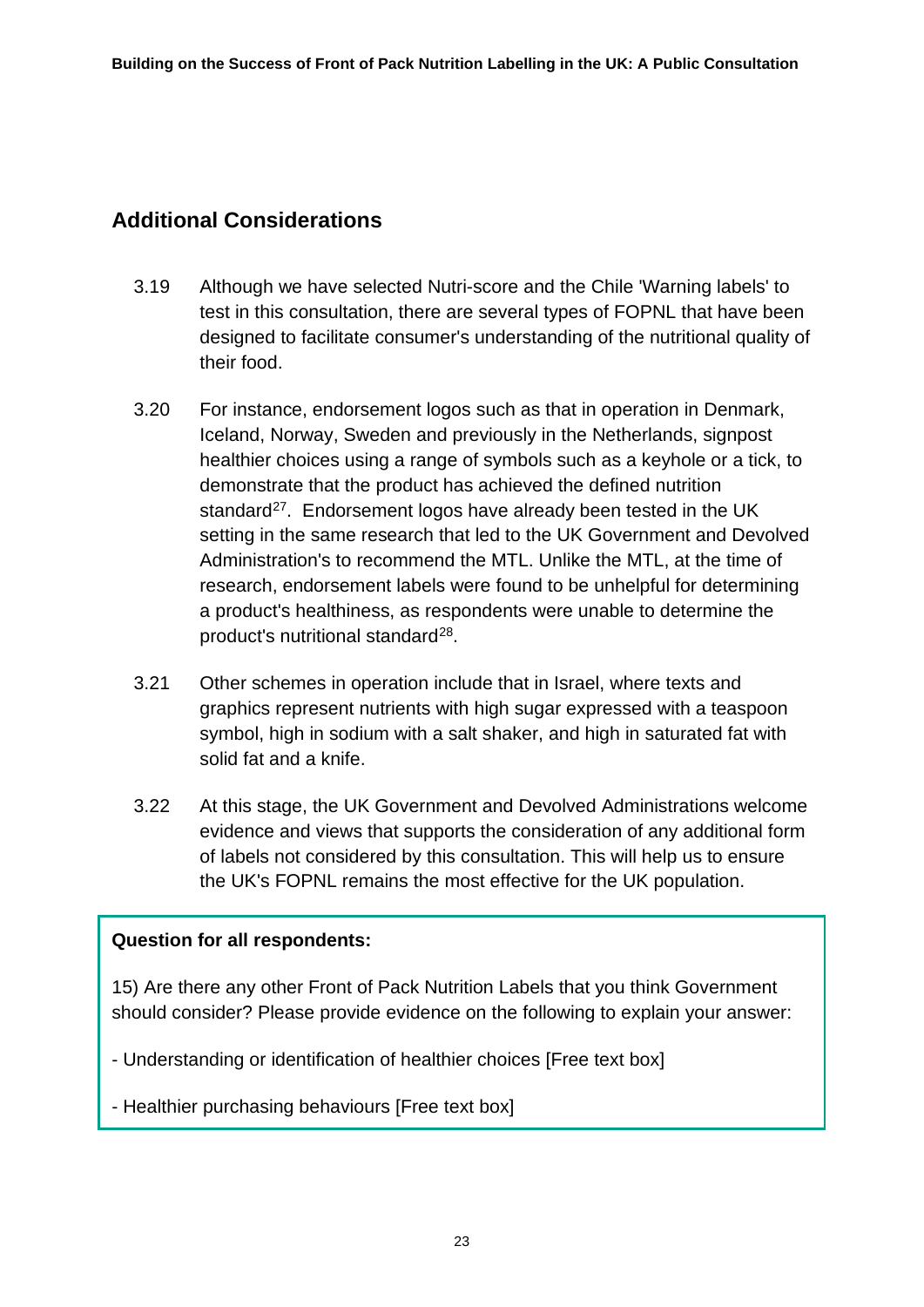## Additional Considerations

3.19 Although we have selected Nutri-score and the Chile 'Warning labels' to test in this consultation, there are several types of FOPNL that have been designed to facilitate consumer's understanding of the nutritional quality of their food.

3.20 For instance, endorsement logos such as that in operation in Denmark, Iceland, Norway, Sweden and previously in the Netherlands, signpost healthier choices using a range of symbols such as a keyhole or a tick, to demonstrate that the product has achieved the defined nutrition standard[27]. Endorsement logos have already been tested in the UK setting in the same research that led to the UK Government and Devolved Administration's to recommend the MTL. Unlike the MTL, at the time of research, endorsement labels were found to be unhelpful for determining a product's healthiness, as respondents were unable to determine the product's nutritional standard[28].

3.21 Other schemes in operation include that in Israel, where texts and graphics represent nutrients with high sugar expressed with a teaspoon symbol, high in sodium with a salt shaker, and high in saturated fat with solid fat and a knife.

3.22 At this stage, the UK Government and Devolved Administrations welcome evidence and views that supports the consideration of any additional form of labels not considered by this consultation. This will help us to ensure the UK's FOPNL remains the most effective for the UK population.

**Question for all respondents:**

15) Are there any other Front of Pack Nutrition Labels that you think Government should consider? Please provide evidence on the following to explain your answer:

- Understanding or identification of healthier choices [Free text box]

- Healthier purchasing behaviours [Free text box]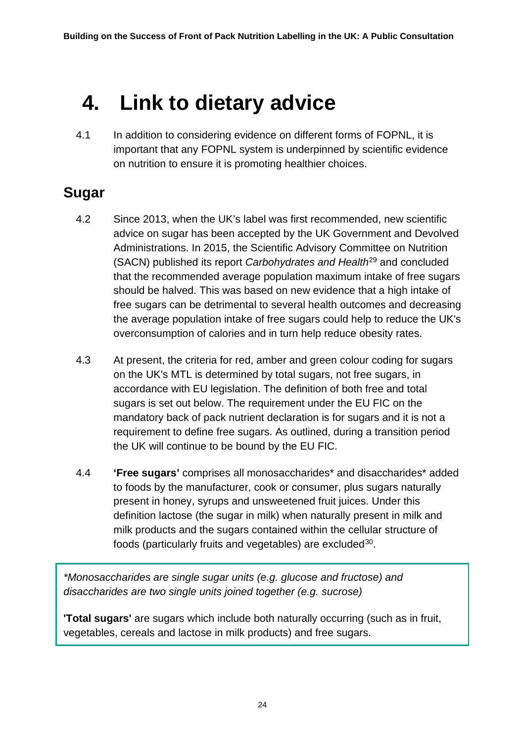# 4. Link to dietary advice

4.1 In addition to considering evidence on different forms of FOPNL, it is important that any FOPNL system is underpinned by scientific evidence on nutrition to ensure it is promoting healthier choices.

## Sugar

4.2 Since 2013, when the UK's label was first recommended, new scientific advice on sugar has been accepted by the UK Government and Devolved Administrations. In 2015, the Scientific Advisory Committee on Nutrition (SACN) published its report *Carbohydrates and Health*[29] and concluded that the recommended average population maximum intake of free sugars should be halved. This was based on new evidence that a high intake of free sugars can be detrimental to several health outcomes and decreasing the average population intake of free sugars could help to reduce the UK's overconsumption of calories and in turn help reduce obesity rates.

4.3 At present, the criteria for red, amber and green colour coding for sugars on the UK's MTL is determined by total sugars, not free sugars, in accordance with EU legislation. The definition of both free and total sugars is set out below. The requirement under the EU FIC on the mandatory back of pack nutrient declaration is for sugars and it is not a requirement to define free sugars. As outlined, during a transition period the UK will continue to be bound by the EU FIC.

4.4 **'Free sugars'** comprises all monosaccharides* and disaccharides* added to foods by the manufacturer, cook or consumer, plus sugars naturally present in honey, syrups and unsweetened fruit juices. Under this definition lactose (the sugar in milk) when naturally present in milk and milk products and the sugars contained within the cellular structure of foods (particularly fruits and vegetables) are excluded[30].

*\*Monosaccharides are single sugar units (e.g. glucose and fructose) and disaccharides are two single units joined together (e.g. sucrose)*

**'Total sugars'** are sugars which include both naturally occurring (such as in fruit, vegetables, cereals and lactose in milk products) and free sugars.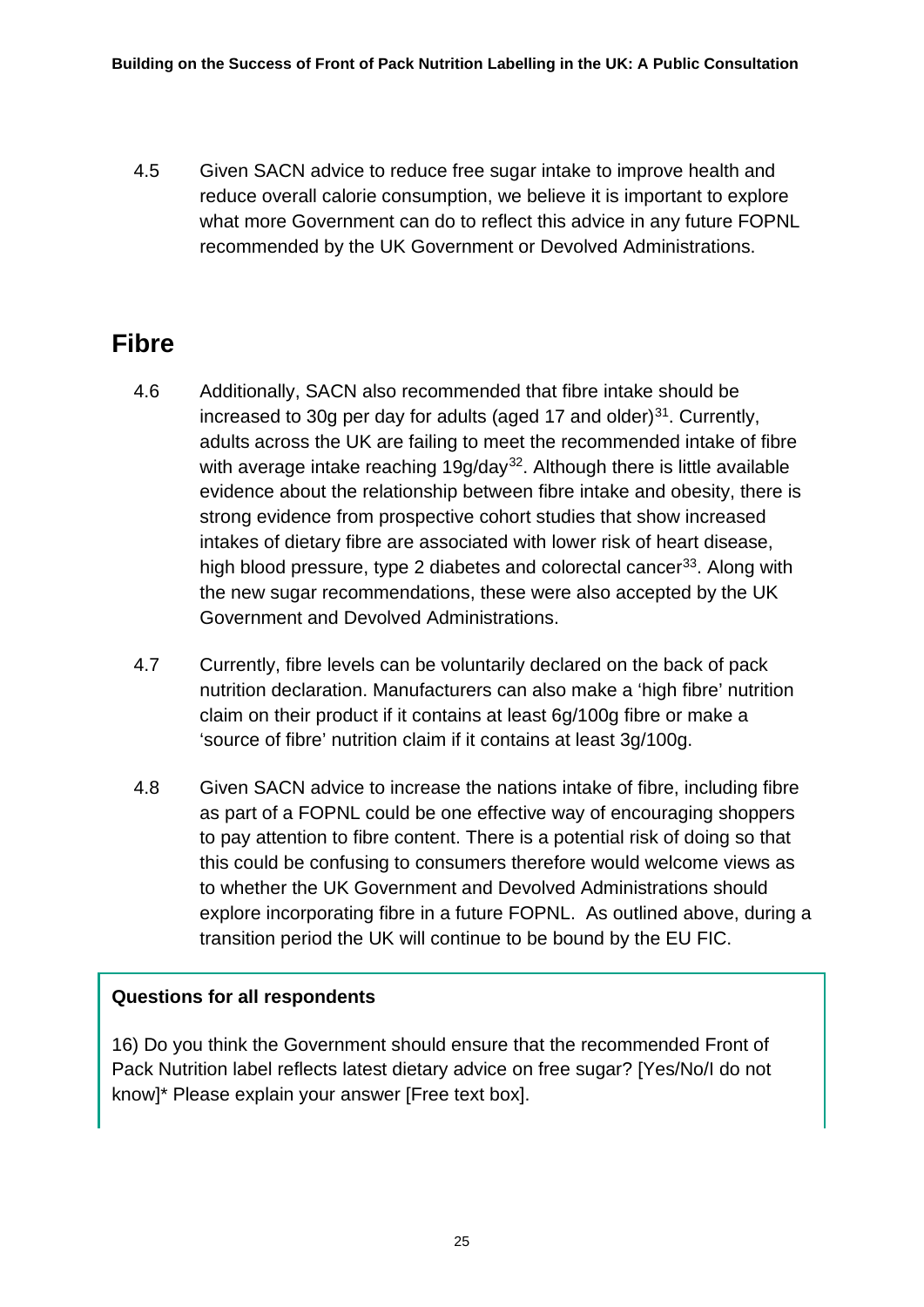4.5 Given SACN advice to reduce free sugar intake to improve health and reduce overall calorie consumption, we believe it is important to explore what more Government can do to reflect this advice in any future FOPNL recommended by the UK Government or Devolved Administrations.

## Fibre

4.6 Additionally, SACN also recommended that fibre intake should be increased to 30g per day for adults (aged 17 and older)[31]. Currently, adults across the UK are failing to meet the recommended intake of fibre with average intake reaching 19g/day[32]. Although there is little available evidence about the relationship between fibre intake and obesity, there is strong evidence from prospective cohort studies that show increased intakes of dietary fibre are associated with lower risk of heart disease, high blood pressure, type 2 diabetes and colorectal cancer[33]. Along with the new sugar recommendations, these were also accepted by the UK Government and Devolved Administrations.

4.7 Currently, fibre levels can be voluntarily declared on the back of pack nutrition declaration. Manufacturers can also make a 'high fibre' nutrition claim on their product if it contains at least 6g/100g fibre or make a 'source of fibre' nutrition claim if it contains at least 3g/100g.

4.8 Given SACN advice to increase the nations intake of fibre, including fibre as part of a FOPNL could be one effective way of encouraging shoppers to pay attention to fibre content. There is a potential risk of doing so that this could be confusing to consumers therefore would welcome views as to whether the UK Government and Devolved Administrations should explore incorporating fibre in a future FOPNL. As outlined above, during a transition period the UK will continue to be bound by the EU FIC.

**Questions for all respondents**

16) Do you think the Government should ensure that the recommended Front of Pack Nutrition label reflects latest dietary advice on free sugar? [Yes/No/I do not know]* Please explain your answer [Free text box].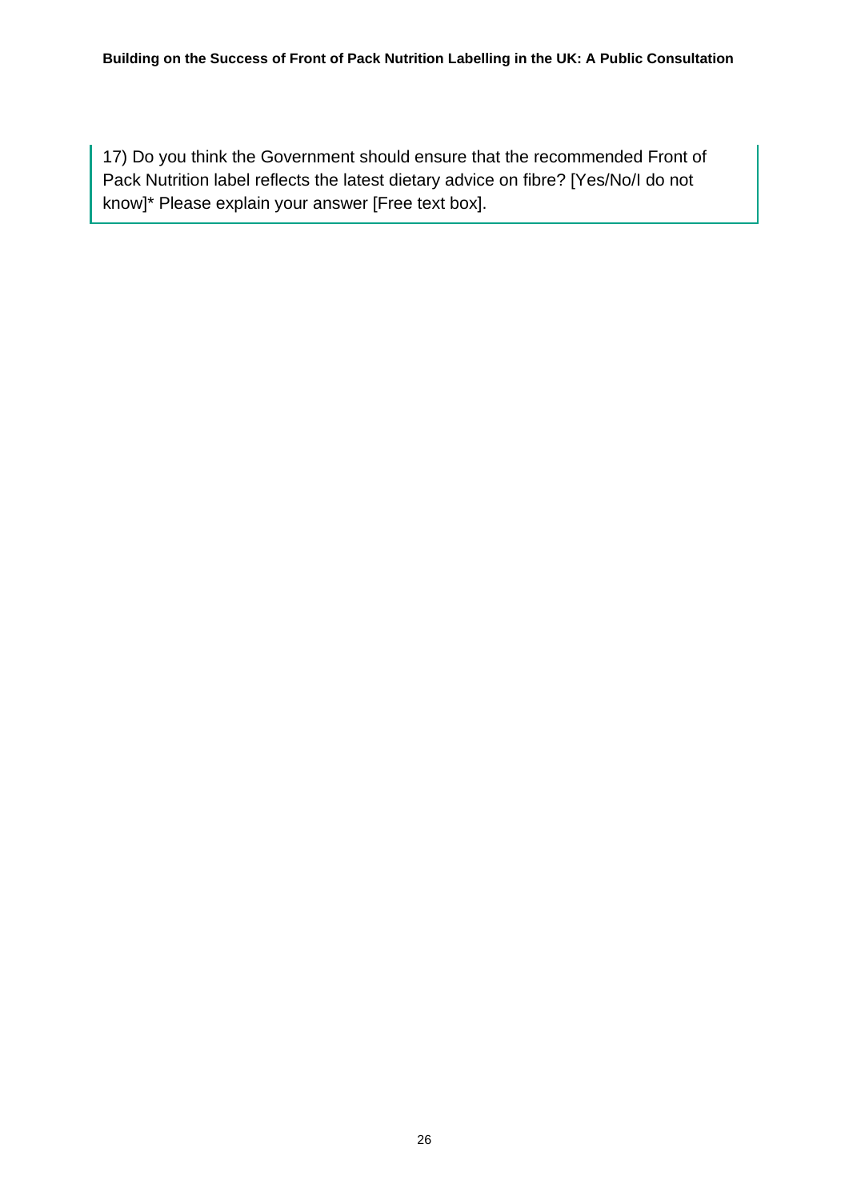> 17) Do you think the Government should ensure that the recommended Front of Pack Nutrition label reflects the latest dietary advice on fibre? [Yes/No/I do not know]* Please explain your answer [Free text box].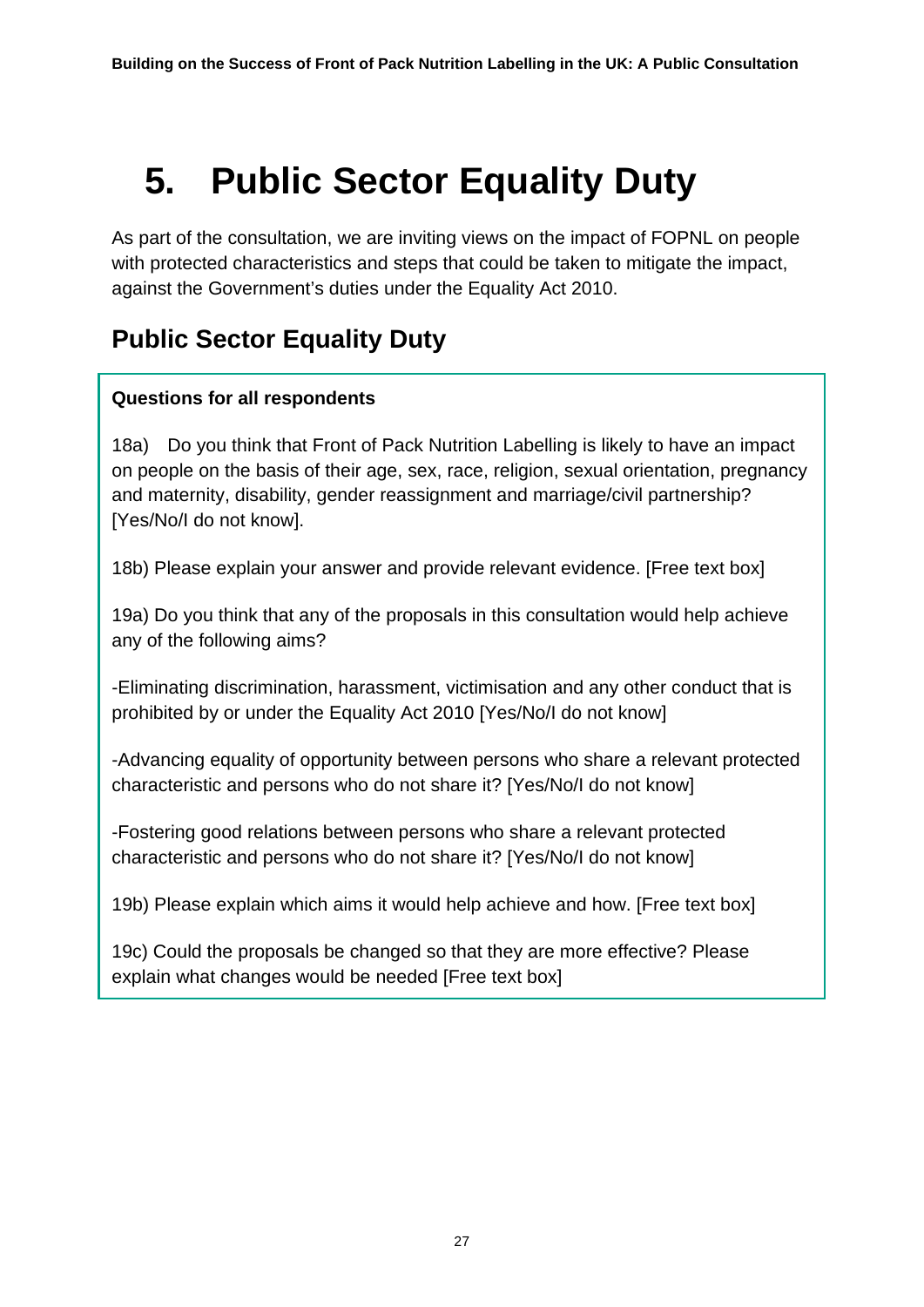# 5. Public Sector Equality Duty

As part of the consultation, we are inviting views on the impact of FOPNL on people with protected characteristics and steps that could be taken to mitigate the impact, against the Government's duties under the Equality Act 2010.

## Public Sector Equality Duty

**Questions for all respondents**

18a) Do you think that Front of Pack Nutrition Labelling is likely to have an impact on people on the basis of their age, sex, race, religion, sexual orientation, pregnancy and maternity, disability, gender reassignment and marriage/civil partnership? [Yes/No/I do not know].

18b) Please explain your answer and provide relevant evidence. [Free text box]

19a) Do you think that any of the proposals in this consultation would help achieve any of the following aims?

-Eliminating discrimination, harassment, victimisation and any other conduct that is prohibited by or under the Equality Act 2010 [Yes/No/I do not know]

-Advancing equality of opportunity between persons who share a relevant protected characteristic and persons who do not share it? [Yes/No/I do not know]

-Fostering good relations between persons who share a relevant protected characteristic and persons who do not share it? [Yes/No/I do not know]

19b) Please explain which aims it would help achieve and how. [Free text box]

19c) Could the proposals be changed so that they are more effective? Please explain what changes would be needed [Free text box]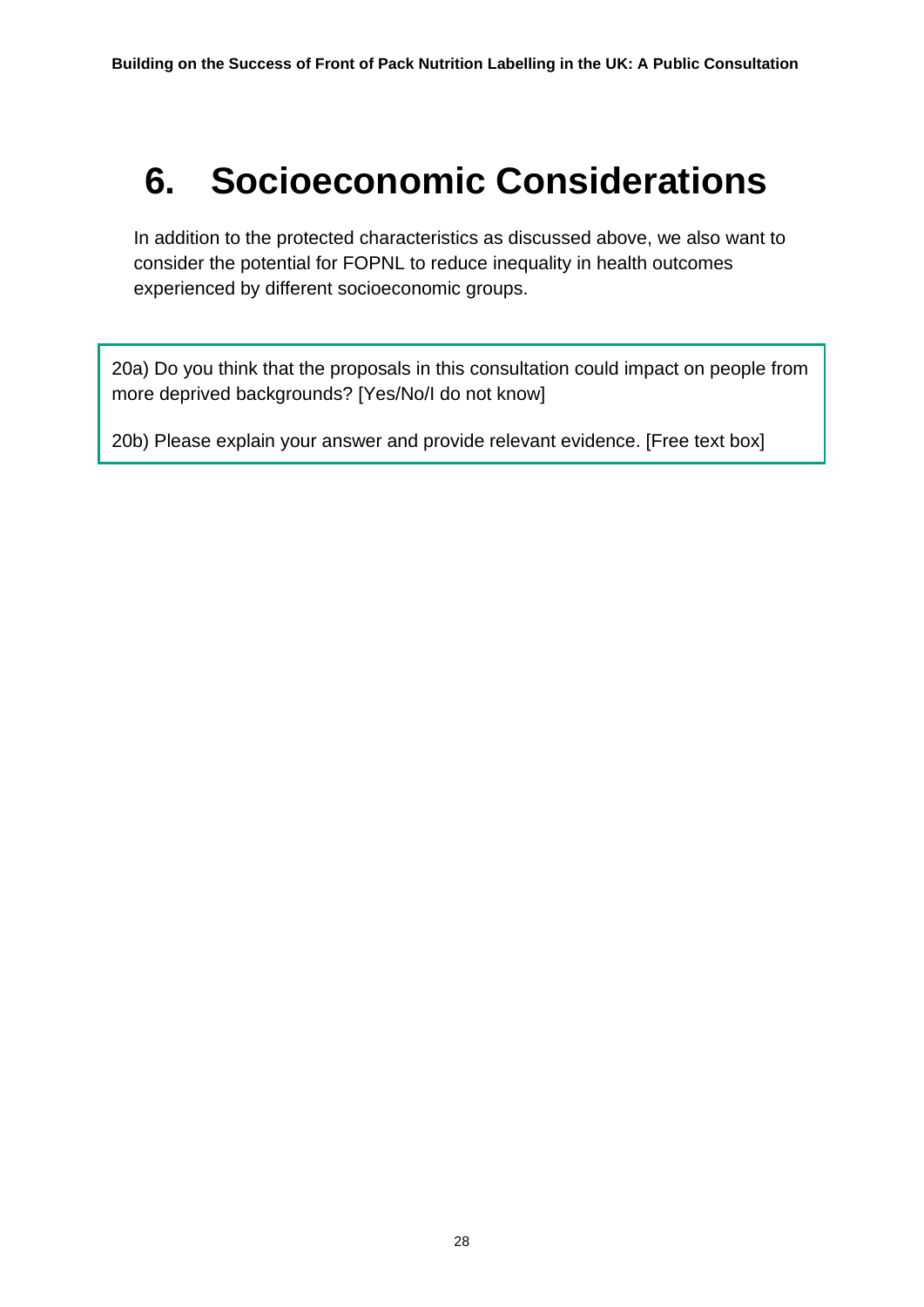# 6. Socioeconomic Considerations

In addition to the protected characteristics as discussed above, we also want to consider the potential for FOPNL to reduce inequality in health outcomes experienced by different socioeconomic groups.

20a) Do you think that the proposals in this consultation could impact on people from more deprived backgrounds? [Yes/No/I do not know]

20b) Please explain your answer and provide relevant evidence. [Free text box]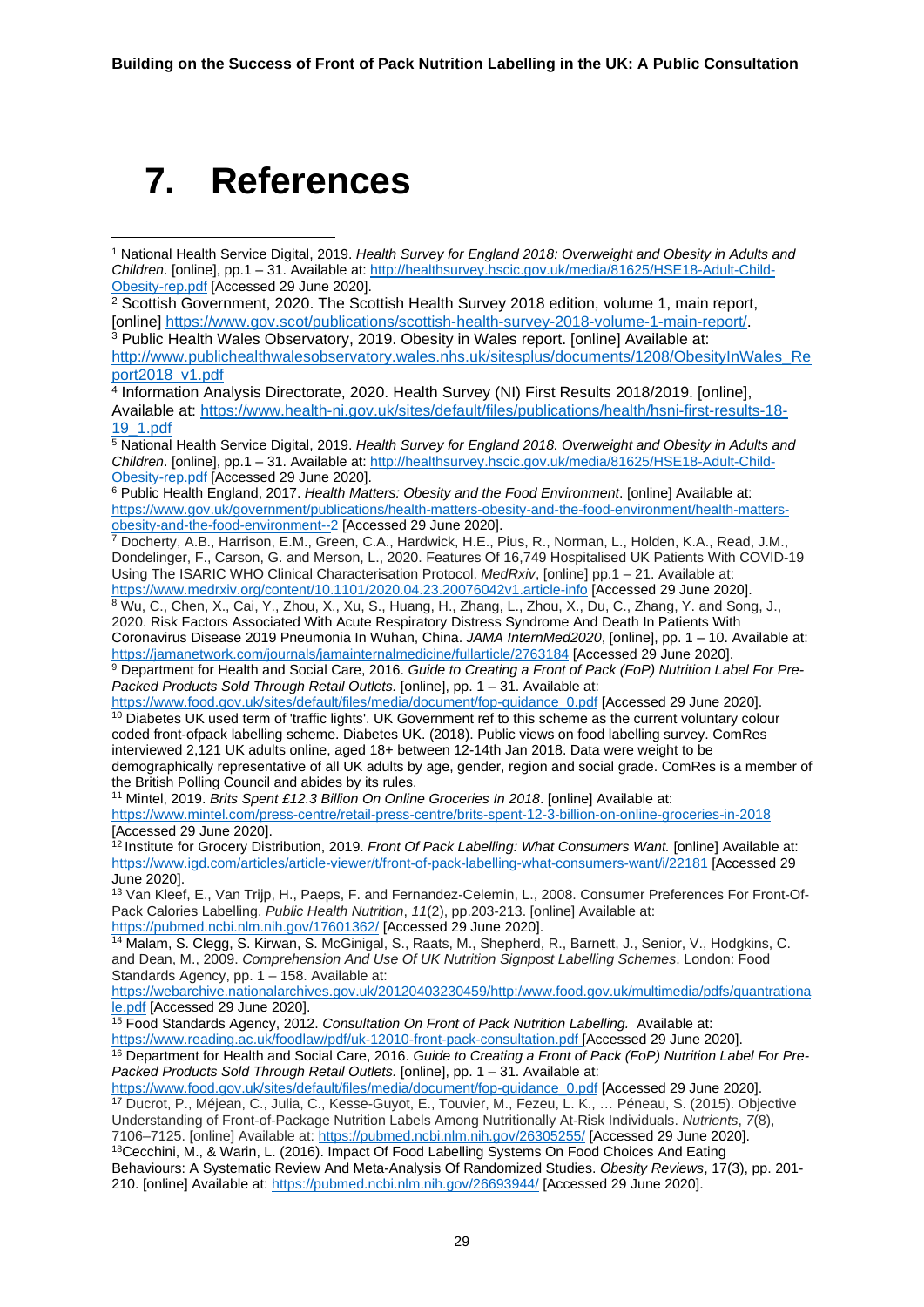# 7. References

[1] National Health Service Digital, 2019. *Health Survey for England 2018: Overweight and Obesity in Adults and Children*. [online], pp.1 – 31. Available at: http://healthsurvey.hscic.gov.uk/media/81625/HSE18-Adult-Child-Obesity-rep.pdf [Accessed 29 June 2020].

[2] Scottish Government, 2020. The Scottish Health Survey 2018 edition, volume 1, main report, [online] https://www.gov.scot/publications/scottish-health-survey-2018-volume-1-main-report/.

[3] Public Health Wales Observatory, 2019. Obesity in Wales report. [online] Available at: http://www.publichealthwalesobservatory.wales.nhs.uk/sitesplus/documents/1208/ObesityInWales_Report2018_v1.pdf

[4] Information Analysis Directorate, 2020. Health Survey (NI) First Results 2018/2019. [online], Available at: https://www.health-ni.gov.uk/sites/default/files/publications/health/hsni-first-results-18-19_1.pdf

[5] National Health Service Digital, 2019. *Health Survey for England 2018. Overweight and Obesity in Adults and Children*. [online], pp.1 – 31. Available at: http://healthsurvey.hscic.gov.uk/media/81625/HSE18-Adult-Child-Obesity-rep.pdf [Accessed 29 June 2020].

[6] Public Health England, 2017. *Health Matters: Obesity and the Food Environment*. [online] Available at: https://www.gov.uk/government/publications/health-matters-obesity-and-the-food-environment/health-matters-obesity-and-the-food-environment--2 [Accessed 29 June 2020].

[7] Docherty, A.B., Harrison, E.M., Green, C.A., Hardwick, H.E., Pius, R., Norman, L., Holden, K.A., Read, J.M., Dondelinger, F., Carson, G. and Merson, L., 2020. Features Of 16,749 Hospitalised UK Patients With COVID-19 Using The ISARIC WHO Clinical Characterisation Protocol. *MedRxiv*, [online] pp.1 – 21. Available at: https://www.medrxiv.org/content/10.1101/2020.04.23.20076042v1.article-info [Accessed 29 June 2020].

[8] Wu, C., Chen, X., Cai, Y., Zhou, X., Xu, S., Huang, H., Zhang, L., Zhou, X., Du, C., Zhang, Y. and Song, J., 2020. Risk Factors Associated With Acute Respiratory Distress Syndrome And Death In Patients With Coronavirus Disease 2019 Pneumonia In Wuhan, China. *JAMA InternMed2020*, [online], pp. 1 – 10. Available at: https://jamanetwork.com/journals/jamainternalmedicine/fullarticle/2763184 [Accessed 29 June 2020].

[9] Department for Health and Social Care, 2016. *Guide to Creating a Front of Pack (FoP) Nutrition Label For Pre-Packed Products Sold Through Retail Outlets.* [online], pp. 1 – 31. Available at: https://www.food.gov.uk/sites/default/files/media/document/fop-guidance_0.pdf [Accessed 29 June 2020].

[10] Diabetes UK used term of 'traffic lights'. UK Government ref to this scheme as the current voluntary colour coded front-ofpack labelling scheme. Diabetes UK. (2018). Public views on food labelling survey. ComRes interviewed 2,121 UK adults online, aged 18+ between 12-14th Jan 2018. Data were weight to be demographically representative of all UK adults by age, gender, region and social grade. ComRes is a member of the British Polling Council and abides by its rules.

[11] Mintel, 2019. *Brits Spent £12.3 Billion On Online Groceries In 2018*. [online] Available at: https://www.mintel.com/press-centre/retail-press-centre/brits-spent-12-3-billion-on-online-groceries-in-2018 [Accessed 29 June 2020].

[12] Institute for Grocery Distribution, 2019. *Front Of Pack Labelling: What Consumers Want.* [online] Available at: https://www.igd.com/articles/article-viewer/t/front-of-pack-labelling-what-consumers-want/i/22181 [Accessed 29 June 2020].

[13] Van Kleef, E., Van Trijp, H., Paeps, F. and Fernandez-Celemin, L., 2008. Consumer Preferences For Front-Of-Pack Calories Labelling. *Public Health Nutrition*, *11*(2), pp.203-213. [online] Available at: https://pubmed.ncbi.nlm.nih.gov/17601362/ [Accessed 29 June 2020].

[14] Malam, S. Clegg, S. Kirwan, S. McGinigal, S., Raats, M., Shepherd, R., Barnett, J., Senior, V., Hodgkins, C. and Dean, M., 2009. *Comprehension And Use Of UK Nutrition Signpost Labelling Schemes*. London: Food Standards Agency, pp. 1 – 158. Available at: https://webarchive.nationalarchives.gov.uk/20120403230459/http:/www.food.gov.uk/multimedia/pdfs/quantrationale.pdf [Accessed 29 June 2020].

[15] Food Standards Agency, 2012. *Consultation On Front of Pack Nutrition Labelling.* Available at: https://www.reading.ac.uk/foodlaw/pdf/uk-12010-front-pack-consultation.pdf [Accessed 29 June 2020].

[16] Department for Health and Social Care, 2016. *Guide to Creating a Front of Pack (FoP) Nutrition Label For Pre-Packed Products Sold Through Retail Outlets.* [online], pp. 1 – 31. Available at: https://www.food.gov.uk/sites/default/files/media/document/fop-guidance_0.pdf [Accessed 29 June 2020].

[17] Ducrot, P., Méjean, C., Julia, C., Kesse-Guyot, E., Touvier, M., Fezeu, L. K., … Péneau, S. (2015). Objective Understanding of Front-of-Package Nutrition Labels Among Nutritionally At-Risk Individuals. *Nutrients*, *7*(8), 7106–7125. [online] Available at: https://pubmed.ncbi.nlm.nih.gov/26305255/ [Accessed 29 June 2020].

[18] Cecchini, M., & Warin, L. (2016). Impact Of Food Labelling Systems On Food Choices And Eating Behaviours: A Systematic Review And Meta-Analysis Of Randomized Studies. *Obesity Reviews*, 17(3), pp. 201-210. [online] Available at: https://pubmed.ncbi.nlm.nih.gov/26693944/ [Accessed 29 June 2020].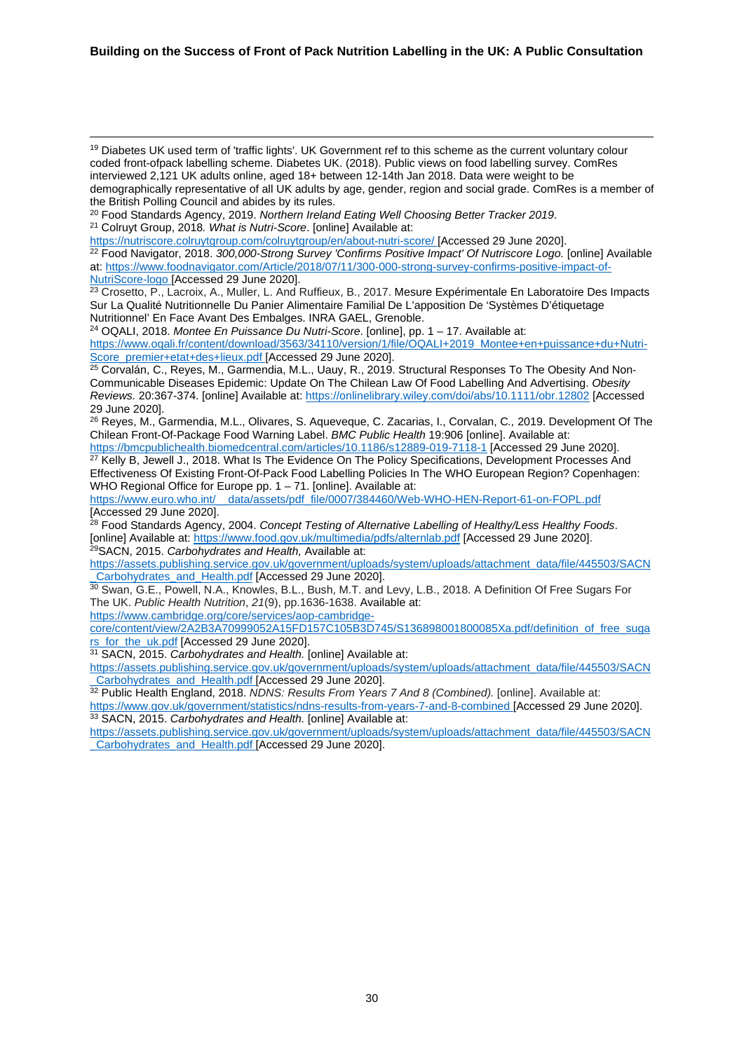[19] Diabetes UK used term of 'traffic lights'. UK Government ref to this scheme as the current voluntary colour coded front-ofpack labelling scheme. Diabetes UK. (2018). Public views on food labelling survey. ComRes interviewed 2,121 UK adults online, aged 18+ between 12-14th Jan 2018. Data were weight to be demographically representative of all UK adults by age, gender, region and social grade. ComRes is a member of the British Polling Council and abides by its rules.

[20] Food Standards Agency, 2019. *Northern Ireland Eating Well Choosing Better Tracker 2019*.

[21] Colruyt Group, 2018. *What is Nutri-Score*. [online] Available at: https://nutriscore.colruytgroup.com/colruytgroup/en/about-nutri-score/ [Accessed 29 June 2020].

[22] Food Navigator, 2018. *300,000-Strong Survey 'Confirms Positive Impact' Of Nutriscore Logo.* [online] Available at: https://www.foodnavigator.com/Article/2018/07/11/300-000-strong-survey-confirms-positive-impact-of-NutriScore-logo [Accessed 29 June 2020].

[23] Crosetto, P., Lacroix, A., Muller, L. And Ruffieux, B., 2017. Mesure Expérimentale En Laboratoire Des Impacts Sur La Qualité Nutritionnelle Du Panier Alimentaire Familial De L'apposition De 'Systèmes D'étiquetage Nutritionnel' En Face Avant Des Embalges. INRA GAEL, Grenoble.

[24] OQALI, 2018. *Montee En Puissance Du Nutri-Score*. [online], pp. 1 – 17. Available at: https://www.oqali.fr/content/download/3563/34110/version/1/file/OQALI+2019_Montee+en+puissance+du+Nutri-Score_premier+etat+des+lieux.pdf [Accessed 29 June 2020].

[25] Corvalán, C., Reyes, M., Garmendia, M.L., Uauy, R., 2019. Structural Responses To The Obesity And Non-Communicable Diseases Epidemic: Update On The Chilean Law Of Food Labelling And Advertising. *Obesity Reviews.* 20:367-374. [online] Available at: https://onlinelibrary.wiley.com/doi/abs/10.1111/obr.12802 [Accessed 29 June 2020].

[26] Reyes, M., Garmendia, M.L., Olivares, S. Aqueveque, C. Zacarias, I., Corvalan, C*.,* 2019. Development Of The Chilean Front-Of-Package Food Warning Label. *BMC Public Health* 19:906 [online]. Available at: https://bmcpublichealth.biomedcentral.com/articles/10.1186/s12889-019-7118-1 [Accessed 29 June 2020].

[27] Kelly B, Jewell J., 2018. What Is The Evidence On The Policy Specifications, Development Processes And Effectiveness Of Existing Front-Of-Pack Food Labelling Policies In The WHO European Region? Copenhagen: WHO Regional Office for Europe pp. 1 – 71. [online]. Available at: https://www.euro.who.int/__data/assets/pdf_file/0007/384460/Web-WHO-HEN-Report-61-on-FOPL.pdf [Accessed 29 June 2020].

[28] Food Standards Agency, 2004. *Concept Testing of Alternative Labelling of Healthy/Less Healthy Foods*. [online] Available at: https://www.food.gov.uk/multimedia/pdfs/alternlab.pdf [Accessed 29 June 2020].

[29] SACN, 2015. *Carbohydrates and Health,* Available at: https://assets.publishing.service.gov.uk/government/uploads/system/uploads/attachment_data/file/445503/SACN_Carbohydrates_and_Health.pdf [Accessed 29 June 2020].

[30] Swan, G.E., Powell, N.A., Knowles, B.L., Bush, M.T. and Levy, L.B., 2018. A Definition Of Free Sugars For The UK. *Public Health Nutrition*, *21*(9), pp.1636-1638. Available at: https://www.cambridge.org/core/services/aop-cambridge-core/content/view/2A2B3A70999052A15FD157C105B3D745/S136898001800085Xa.pdf/definition_of_free_sugars_for_the_uk.pdf [Accessed 29 June 2020].

[31] SACN, 2015. *Carbohydrates and Health.* [online] Available at: https://assets.publishing.service.gov.uk/government/uploads/system/uploads/attachment_data/file/445503/SACN_Carbohydrates_and_Health.pdf [Accessed 29 June 2020].

[32] Public Health England, 2018. *NDNS: Results From Years 7 And 8 (Combined).* [online]. Available at: https://www.gov.uk/government/statistics/ndns-results-from-years-7-and-8-combined [Accessed 29 June 2020].

[33] SACN, 2015. *Carbohydrates and Health.* [online] Available at: https://assets.publishing.service.gov.uk/government/uploads/system/uploads/attachment_data/file/445503/SACN_Carbohydrates_and_Health.pdf [Accessed 29 June 2020].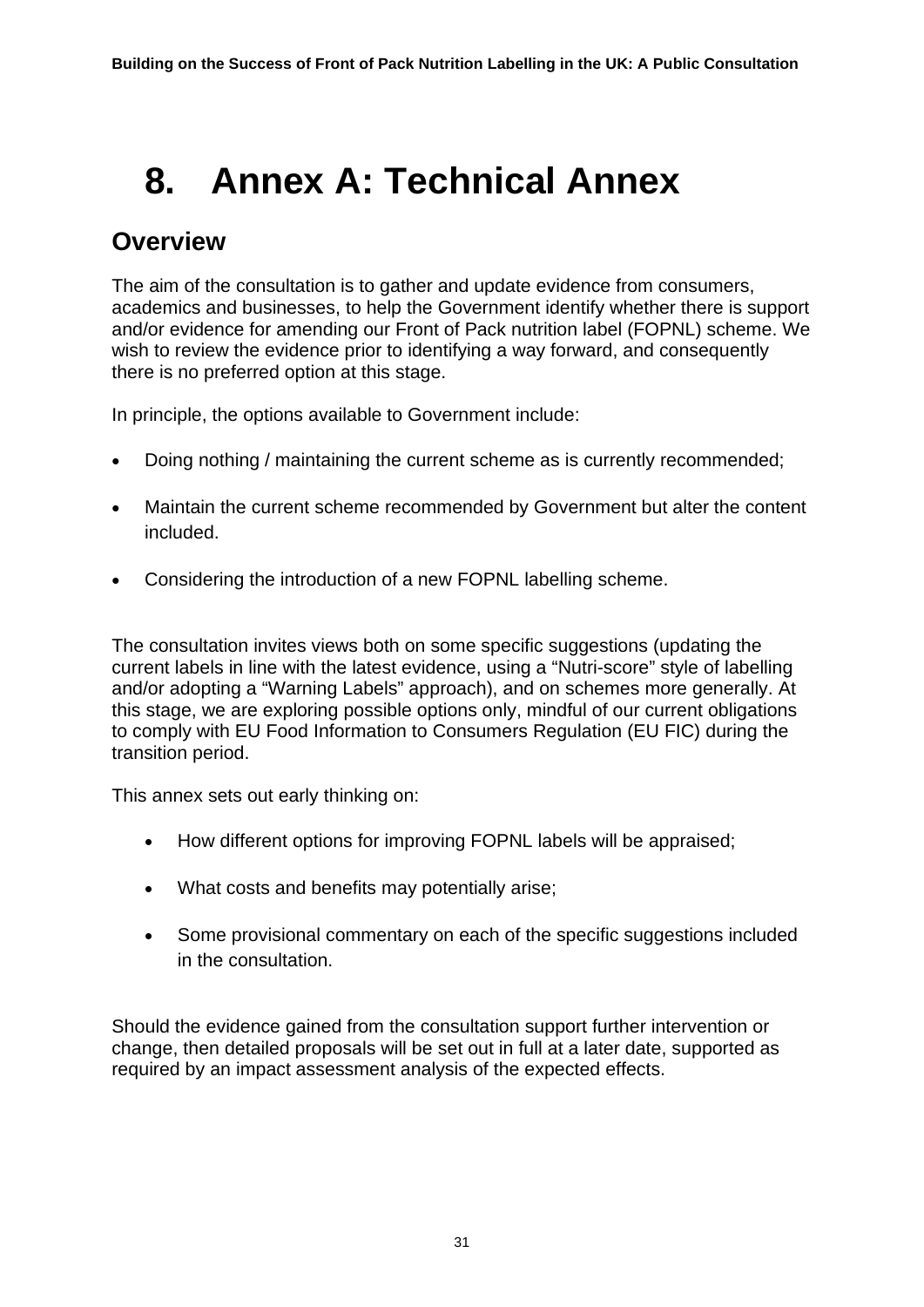# 8. Annex A: Technical Annex

## Overview

The aim of the consultation is to gather and update evidence from consumers, academics and businesses, to help the Government identify whether there is support and/or evidence for amending our Front of Pack nutrition label (FOPNL) scheme. We wish to review the evidence prior to identifying a way forward, and consequently there is no preferred option at this stage.

In principle, the options available to Government include:

- Doing nothing / maintaining the current scheme as is currently recommended;
- Maintain the current scheme recommended by Government but alter the content included.
- Considering the introduction of a new FOPNL labelling scheme.

The consultation invites views both on some specific suggestions (updating the current labels in line with the latest evidence, using a "Nutri-score" style of labelling and/or adopting a "Warning Labels" approach), and on schemes more generally. At this stage, we are exploring possible options only, mindful of our current obligations to comply with EU Food Information to Consumers Regulation (EU FIC) during the transition period.

This annex sets out early thinking on:

- How different options for improving FOPNL labels will be appraised;
- What costs and benefits may potentially arise;
- Some provisional commentary on each of the specific suggestions included in the consultation.

Should the evidence gained from the consultation support further intervention or change, then detailed proposals will be set out in full at a later date, supported as required by an impact assessment analysis of the expected effects.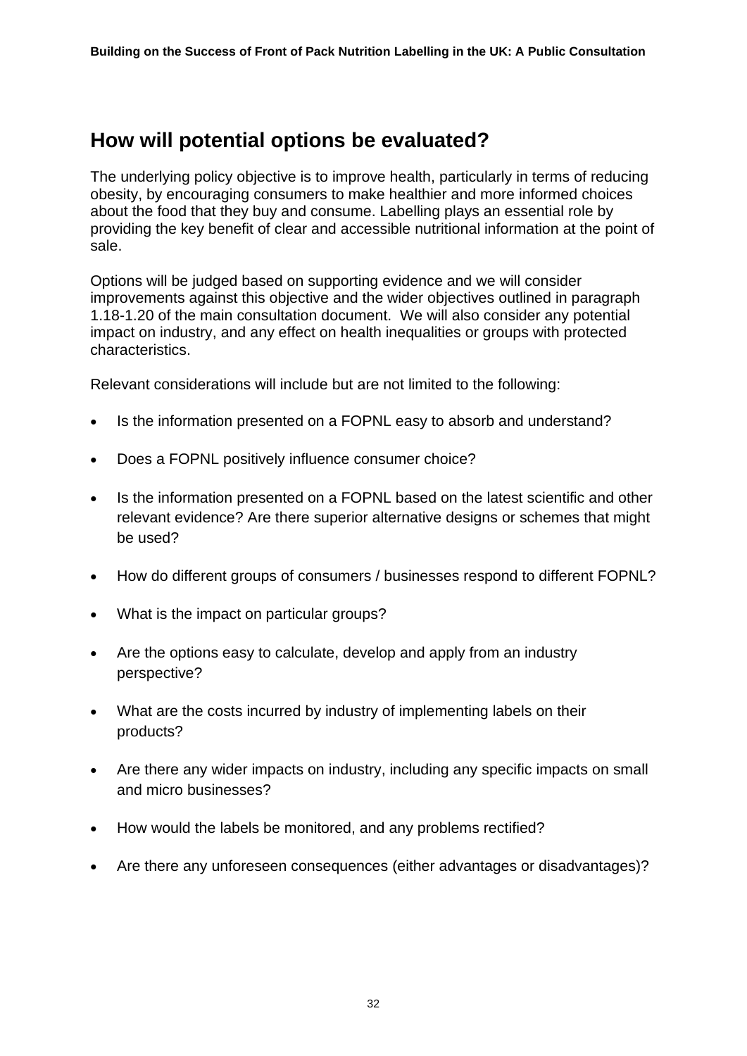## How will potential options be evaluated?

The underlying policy objective is to improve health, particularly in terms of reducing obesity, by encouraging consumers to make healthier and more informed choices about the food that they buy and consume. Labelling plays an essential role by providing the key benefit of clear and accessible nutritional information at the point of sale.

Options will be judged based on supporting evidence and we will consider improvements against this objective and the wider objectives outlined in paragraph 1.18-1.20 of the main consultation document. We will also consider any potential impact on industry, and any effect on health inequalities or groups with protected characteristics.

Relevant considerations will include but are not limited to the following:

- Is the information presented on a FOPNL easy to absorb and understand?
- Does a FOPNL positively influence consumer choice?
- Is the information presented on a FOPNL based on the latest scientific and other relevant evidence? Are there superior alternative designs or schemes that might be used?
- How do different groups of consumers / businesses respond to different FOPNL?
- What is the impact on particular groups?
- Are the options easy to calculate, develop and apply from an industry perspective?
- What are the costs incurred by industry of implementing labels on their products?
- Are there any wider impacts on industry, including any specific impacts on small and micro businesses?
- How would the labels be monitored, and any problems rectified?
- Are there any unforeseen consequences (either advantages or disadvantages)?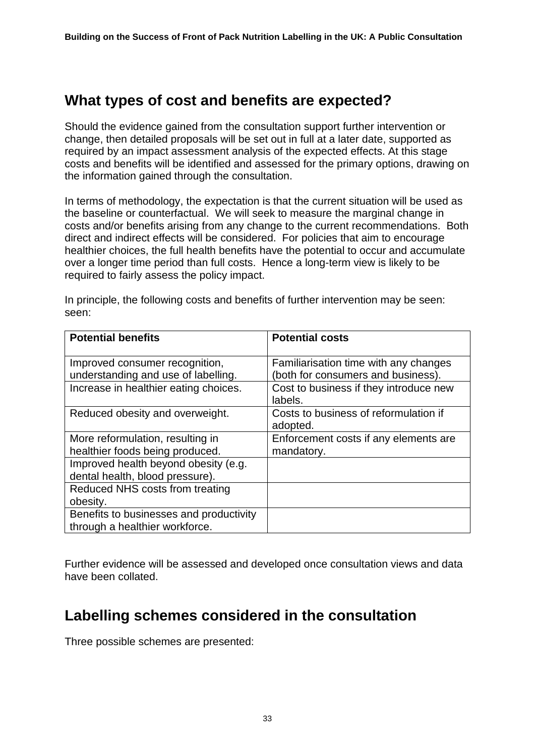## What types of cost and benefits are expected?

Should the evidence gained from the consultation support further intervention or change, then detailed proposals will be set out in full at a later date, supported as required by an impact assessment analysis of the expected effects. At this stage costs and benefits will be identified and assessed for the primary options, drawing on the information gained through the consultation.

In terms of methodology, the expectation is that the current situation will be used as the baseline or counterfactual. We will seek to measure the marginal change in costs and/or benefits arising from any change to the current recommendations. Both direct and indirect effects will be considered. For policies that aim to encourage healthier choices, the full health benefits have the potential to occur and accumulate over a longer time period than full costs. Hence a long-term view is likely to be required to fairly assess the policy impact.

In principle, the following costs and benefits of further intervention may be seen: seen:

| Potential benefits | Potential costs |
|---|---|
| Improved consumer recognition, understanding and use of labelling. | Familiarisation time with any changes (both for consumers and business). |
| Increase in healthier eating choices. | Cost to business if they introduce new labels. |
| Reduced obesity and overweight. | Costs to business of reformulation if adopted. |
| More reformulation, resulting in healthier foods being produced. | Enforcement costs if any elements are mandatory. |
| Improved health beyond obesity (e.g. dental health, blood pressure). | |
| Reduced NHS costs from treating obesity. | |
| Benefits to businesses and productivity through a healthier workforce. | |

Further evidence will be assessed and developed once consultation views and data have been collated.

## Labelling schemes considered in the consultation

Three possible schemes are presented: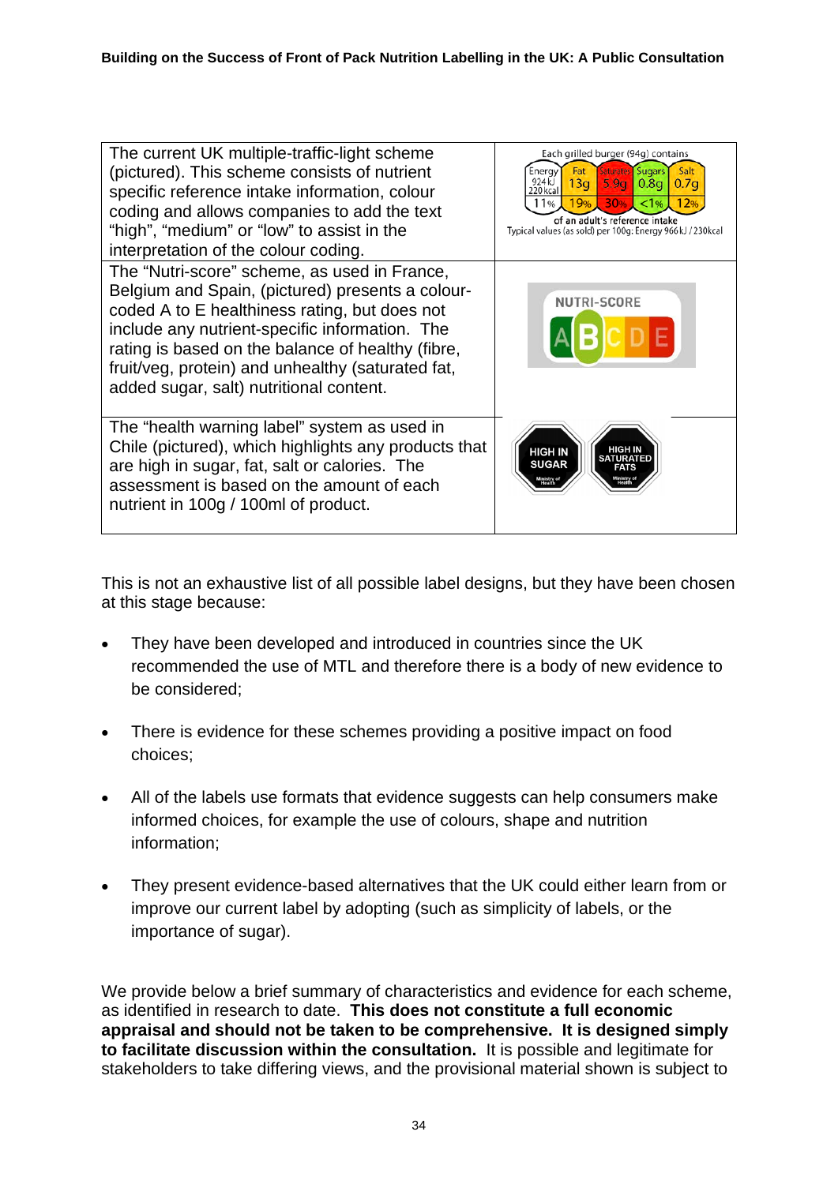| | |
|---|---|
| The current UK multiple-traffic-light scheme (pictured). This scheme consists of nutrient specific reference intake information, colour coding and allows companies to add the text "high", "medium" or "low" to assist in the interpretation of the colour coding. | Each grilled burger (94g) contains: Energy 924kJ 220kcal 11%; Fat 13g 19%; Saturates 5.9g 30%; Sugars 0.8g <1%; Salt 0.7g 12% of an adult's reference intake. Typical values (as sold) per 100g: Energy 966kJ / 230kcal |
| The "Nutri-score" scheme, as used in France, Belgium and Spain, (pictured) presents a colour-coded A to E healthiness rating, but does not include any nutrient-specific information. The rating is based on the balance of healthy (fibre, fruit/veg, protein) and unhealthy (saturated fat, added sugar, salt) nutritional content. | NUTRI-SCORE A B C D E |
| The "health warning label" system as used in Chile (pictured), which highlights any products that are high in sugar, fat, salt or calories. The assessment is based on the amount of each nutrient in 100g / 100ml of product. | HIGH IN SUGAR (Ministry of Health); HIGH IN SATURATED FATS (Ministry of Health) |

This is not an exhaustive list of all possible label designs, but they have been chosen at this stage because:

- They have been developed and introduced in countries since the UK recommended the use of MTL and therefore there is a body of new evidence to be considered;
- There is evidence for these schemes providing a positive impact on food choices;
- All of the labels use formats that evidence suggests can help consumers make informed choices, for example the use of colours, shape and nutrition information;
- They present evidence-based alternatives that the UK could either learn from or improve our current label by adopting (such as simplicity of labels, or the importance of sugar).

We provide below a brief summary of characteristics and evidence for each scheme, as identified in research to date. **This does not constitute a full economic appraisal and should not be taken to be comprehensive. It is designed simply to facilitate discussion within the consultation.** It is possible and legitimate for stakeholders to take differing views, and the provisional material shown is subject to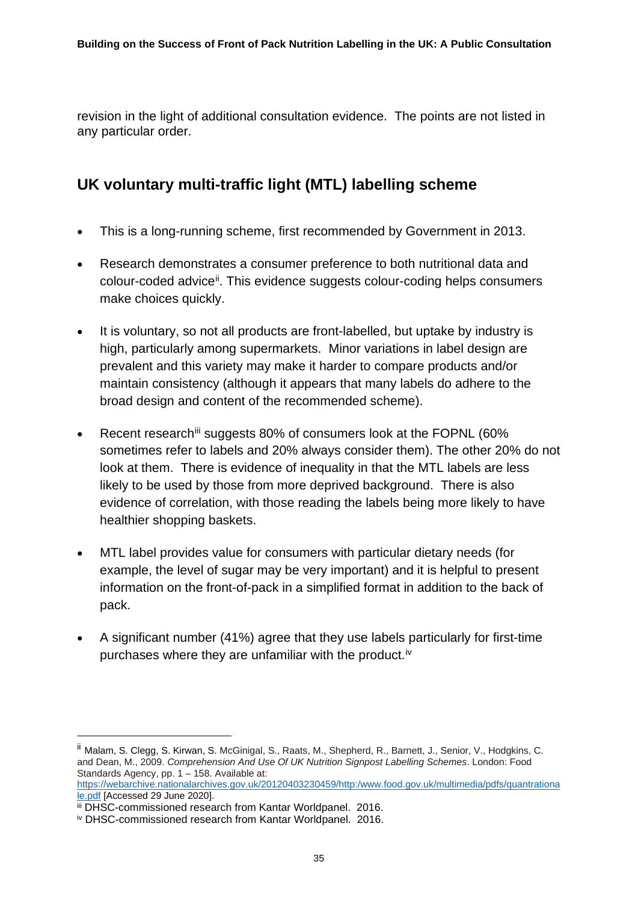revision in the light of additional consultation evidence. The points are not listed in any particular order.

## UK voluntary multi-traffic light (MTL) labelling scheme

- This is a long-running scheme, first recommended by Government in 2013.
- Research demonstrates a consumer preference to both nutritional data and colour-coded advice[ii]. This evidence suggests colour-coding helps consumers make choices quickly.
- It is voluntary, so not all products are front-labelled, but uptake by industry is high, particularly among supermarkets. Minor variations in label design are prevalent and this variety may make it harder to compare products and/or maintain consistency (although it appears that many labels do adhere to the broad design and content of the recommended scheme).
- Recent research[iii] suggests 80% of consumers look at the FOPNL (60% sometimes refer to labels and 20% always consider them). The other 20% do not look at them. There is evidence of inequality in that the MTL labels are less likely to be used by those from more deprived background. There is also evidence of correlation, with those reading the labels being more likely to have healthier shopping baskets.
- MTL label provides value for consumers with particular dietary needs (for example, the level of sugar may be very important) and it is helpful to present information on the front-of-pack in a simplified format in addition to the back of pack.
- A significant number (41%) agree that they use labels particularly for first-time purchases where they are unfamiliar with the product.[iv]

---

[ii] Malam, S. Clegg, S. Kirwan, S. McGinigal, S., Raats, M., Shepherd, R., Barnett, J., Senior, V., Hodgkins, C. and Dean, M., 2009. *Comprehension And Use Of UK Nutrition Signpost Labelling Schemes*. London: Food Standards Agency, pp. 1 – 158. Available at: https://webarchive.nationalarchives.gov.uk/20120403230459/http:/www.food.gov.uk/multimedia/pdfs/quantrationale.pdf [Accessed 29 June 2020].

[iii] DHSC-commissioned research from Kantar Worldpanel. 2016.

[iv] DHSC-commissioned research from Kantar Worldpanel. 2016.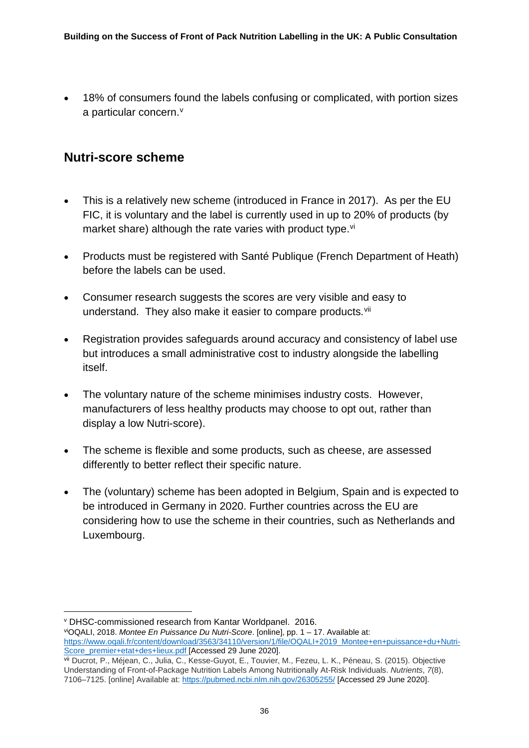- 18% of consumers found the labels confusing or complicated, with portion sizes a particular concern.[v]

## Nutri-score scheme

- This is a relatively new scheme (introduced in France in 2017). As per the EU FIC, it is voluntary and the label is currently used in up to 20% of products (by market share) although the rate varies with product type.[vi]

- Products must be registered with Santé Publique (French Department of Heath) before the labels can be used.

- Consumer research suggests the scores are very visible and easy to understand. They also make it easier to compare products.[vii]

- Registration provides safeguards around accuracy and consistency of label use but introduces a small administrative cost to industry alongside the labelling itself.

- The voluntary nature of the scheme minimises industry costs. However, manufacturers of less healthy products may choose to opt out, rather than display a low Nutri-score).

- The scheme is flexible and some products, such as cheese, are assessed differently to better reflect their specific nature.

- The (voluntary) scheme has been adopted in Belgium, Spain and is expected to be introduced in Germany in 2020. Further countries across the EU are considering how to use the scheme in their countries, such as Netherlands and Luxembourg.

---

[v] DHSC-commissioned research from Kantar Worldpanel. 2016.

[vi] OQALI, 2018. *Montee En Puissance Du Nutri-Score*. [online], pp. 1 – 17. Available at: https://www.oqali.fr/content/download/3563/34110/version/1/file/OQALI+2019_Montee+en+puissance+du+Nutri-Score_premier+etat+des+lieux.pdf [Accessed 29 June 2020].

[vii] Ducrot, P., Méjean, C., Julia, C., Kesse-Guyot, E., Touvier, M., Fezeu, L. K., Péneau, S. (2015). Objective Understanding of Front-of-Package Nutrition Labels Among Nutritionally At-Risk Individuals. *Nutrients*, *7*(8), 7106–7125. [online] Available at: https://pubmed.ncbi.nlm.nih.gov/26305255/ [Accessed 29 June 2020].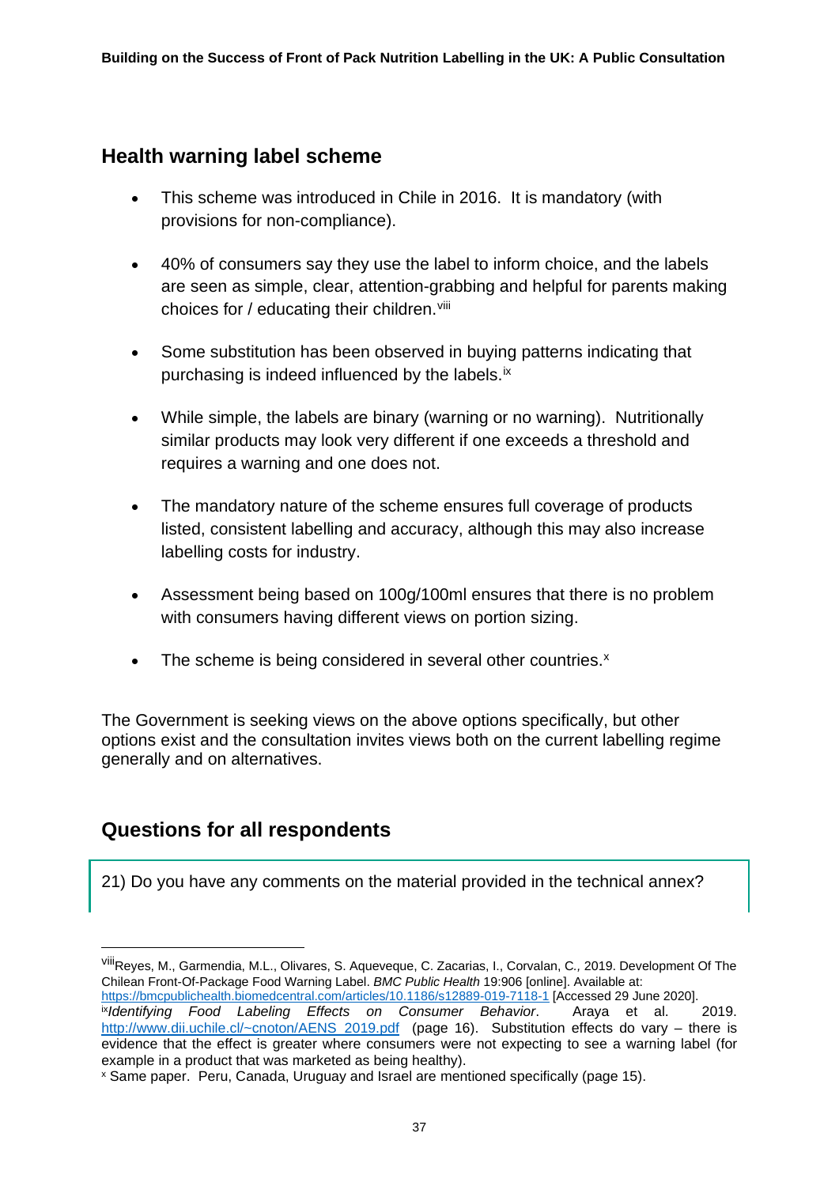## Health warning label scheme

- This scheme was introduced in Chile in 2016. It is mandatory (with provisions for non-compliance).
- 40% of consumers say they use the label to inform choice, and the labels are seen as simple, clear, attention-grabbing and helpful for parents making choices for / educating their children.[viii]
- Some substitution has been observed in buying patterns indicating that purchasing is indeed influenced by the labels.[ix]
- While simple, the labels are binary (warning or no warning). Nutritionally similar products may look very different if one exceeds a threshold and requires a warning and one does not.
- The mandatory nature of the scheme ensures full coverage of products listed, consistent labelling and accuracy, although this may also increase labelling costs for industry.
- Assessment being based on 100g/100ml ensures that there is no problem with consumers having different views on portion sizing.
- The scheme is being considered in several other countries.[x]

The Government is seeking views on the above options specifically, but other options exist and the consultation invites views both on the current labelling regime generally and on alternatives.

## Questions for all respondents

21) Do you have any comments on the material provided in the technical annex?

---

[viii] Reyes, M., Garmendia, M.L., Olivares, S. Aqueveque, C. Zacarias, I., Corvalan, C., 2019. Development Of The Chilean Front-Of-Package Food Warning Label. *BMC Public Health* 19:906 [online]. Available at: https://bmcpublichealth.biomedcentral.com/articles/10.1186/s12889-019-7118-1 [Accessed 29 June 2020].

[ix] *Identifying Food Labeling Effects on Consumer Behavior*. Araya et al. 2019. http://www.dii.uchile.cl/~cnoton/AENS_2019.pdf (page 16). Substitution effects do vary – there is evidence that the effect is greater where consumers were not expecting to see a warning label (for example in a product that was marketed as being healthy).

[x] Same paper. Peru, Canada, Uruguay and Israel are mentioned specifically (page 15).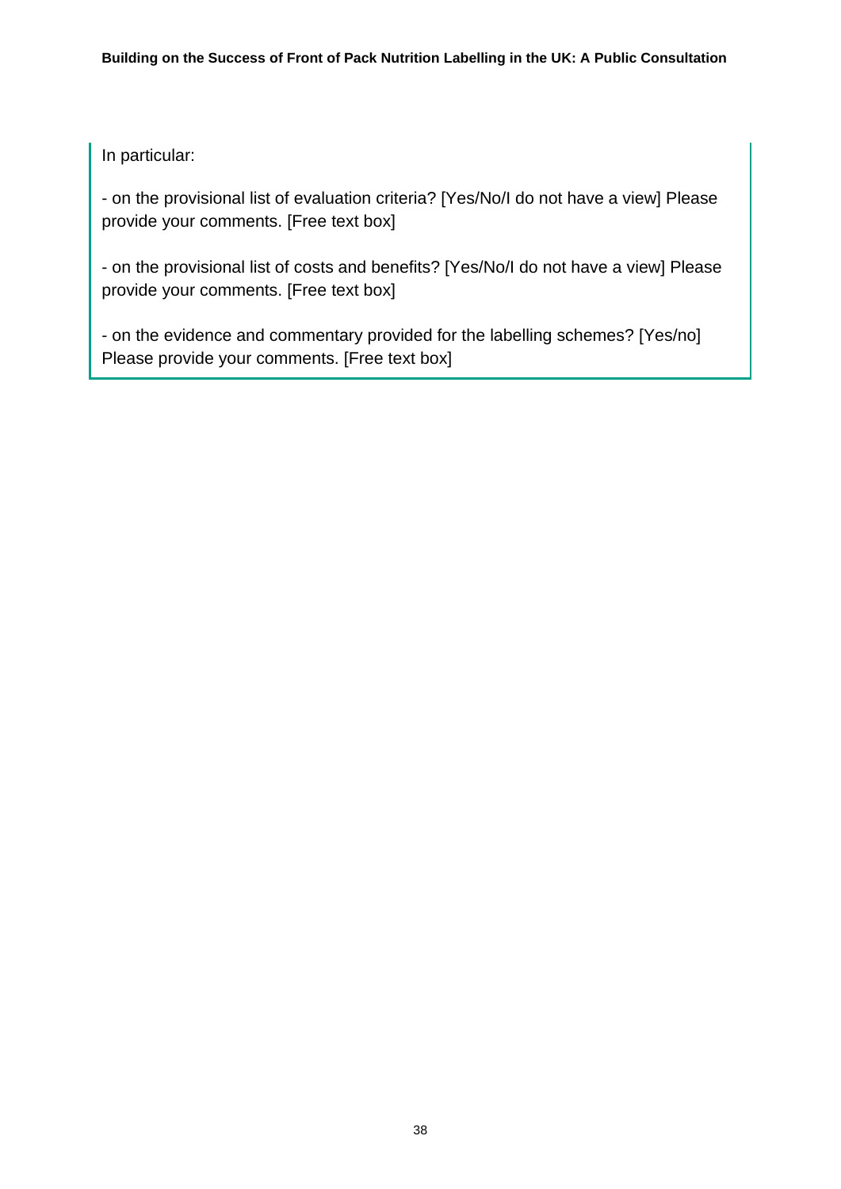In particular:

- on the provisional list of evaluation criteria? [Yes/No/I do not have a view] Please provide your comments. [Free text box]

- on the provisional list of costs and benefits? [Yes/No/I do not have a view] Please provide your comments. [Free text box]

- on the evidence and commentary provided for the labelling schemes? [Yes/no] Please provide your comments. [Free text box]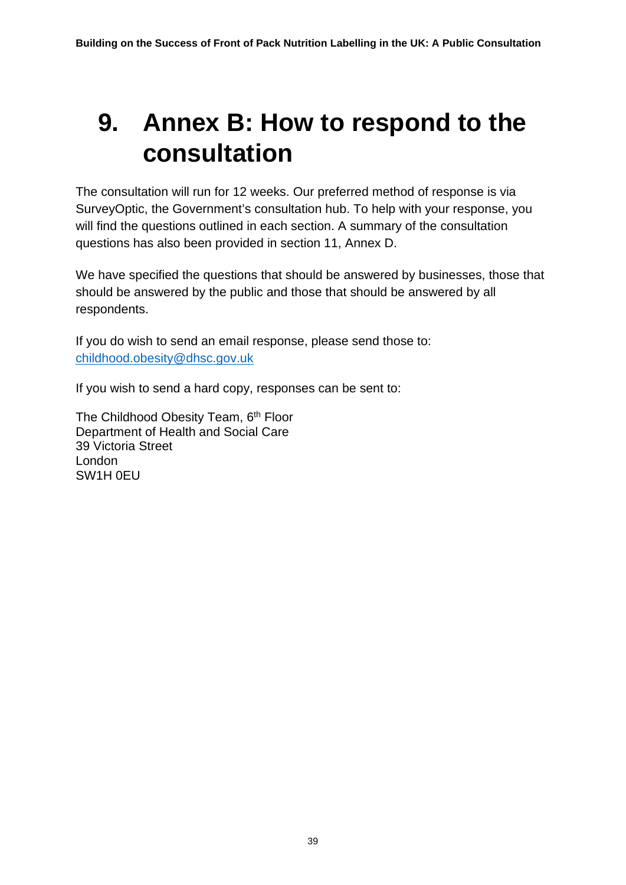# 9. Annex B: How to respond to the consultation

The consultation will run for 12 weeks. Our preferred method of response is via SurveyOptic, the Government's consultation hub. To help with your response, you will find the questions outlined in each section. A summary of the consultation questions has also been provided in section 11, Annex D.

We have specified the questions that should be answered by businesses, those that should be answered by the public and those that should be answered by all respondents.

If you do wish to send an email response, please send those to: childhood.obesity@dhsc.gov.uk

If you wish to send a hard copy, responses can be sent to:

The Childhood Obesity Team, 6th Floor  
Department of Health and Social Care  
39 Victoria Street  
London  
SW1H 0EU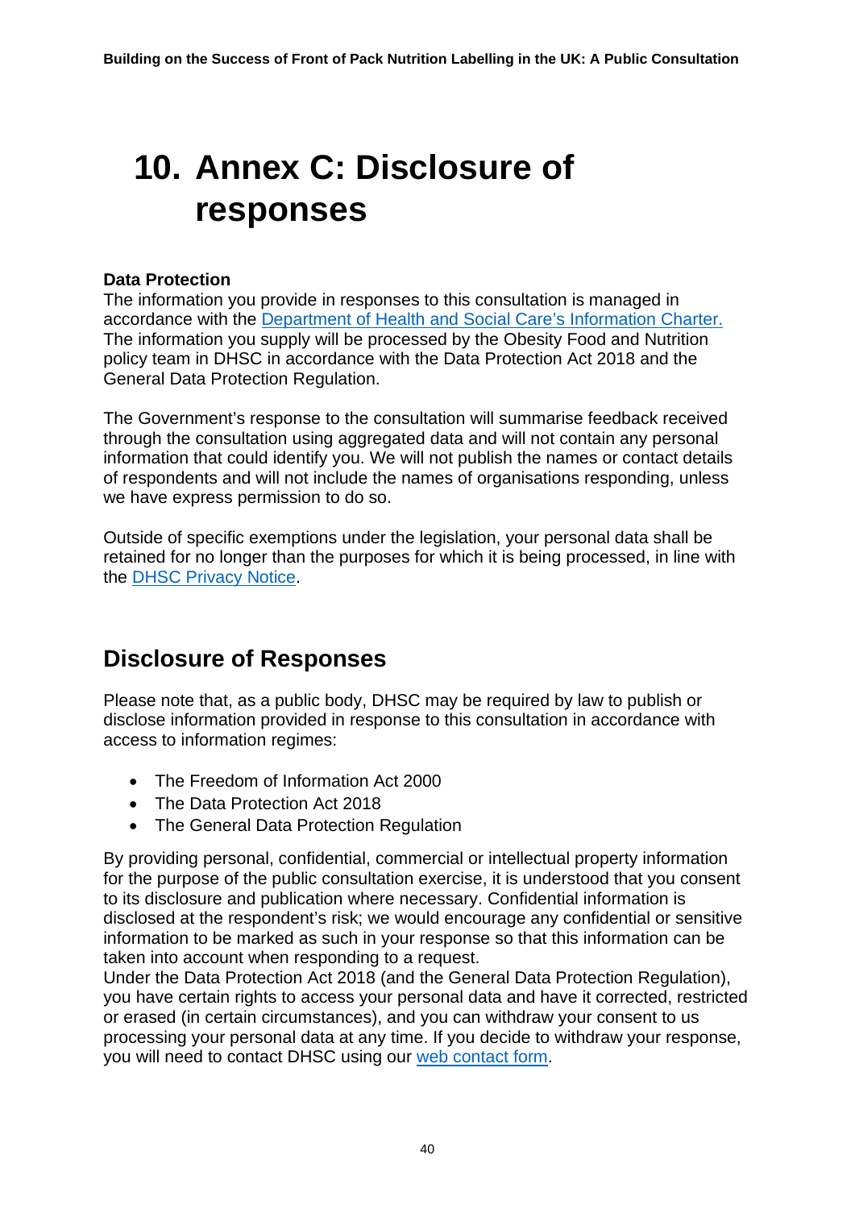# 10. Annex C: Disclosure of responses

**Data Protection**
The information you provide in responses to this consultation is managed in accordance with the [Department of Health and Social Care's Information Charter.](#) The information you supply will be processed by the Obesity Food and Nutrition policy team in DHSC in accordance with the Data Protection Act 2018 and the General Data Protection Regulation.

The Government's response to the consultation will summarise feedback received through the consultation using aggregated data and will not contain any personal information that could identify you. We will not publish the names or contact details of respondents and will not include the names of organisations responding, unless we have express permission to do so.

Outside of specific exemptions under the legislation, your personal data shall be retained for no longer than the purposes for which it is being processed, in line with the [DHSC Privacy Notice](#).

## Disclosure of Responses

Please note that, as a public body, DHSC may be required by law to publish or disclose information provided in response to this consultation in accordance with access to information regimes:

- The Freedom of Information Act 2000
- The Data Protection Act 2018
- The General Data Protection Regulation

By providing personal, confidential, commercial or intellectual property information for the purpose of the public consultation exercise, it is understood that you consent to its disclosure and publication where necessary. Confidential information is disclosed at the respondent's risk; we would encourage any confidential or sensitive information to be marked as such in your response so that this information can be taken into account when responding to a request.
Under the Data Protection Act 2018 (and the General Data Protection Regulation), you have certain rights to access your personal data and have it corrected, restricted or erased (in certain circumstances), and you can withdraw your consent to us processing your personal data at any time. If you decide to withdraw your response, you will need to contact DHSC using our [web contact form](#).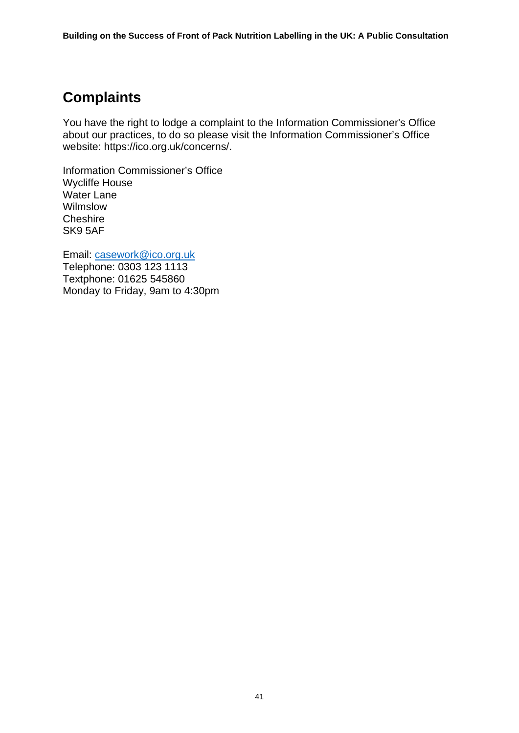## Complaints

You have the right to lodge a complaint to the Information Commissioner's Office about our practices, to do so please visit the Information Commissioner's Office website: https://ico.org.uk/concerns/.

Information Commissioner's Office
Wycliffe House
Water Lane
Wilmslow
Cheshire
SK9 5AF

Email: casework@ico.org.uk
Telephone: 0303 123 1113
Textphone: 01625 545860
Monday to Friday, 9am to 4:30pm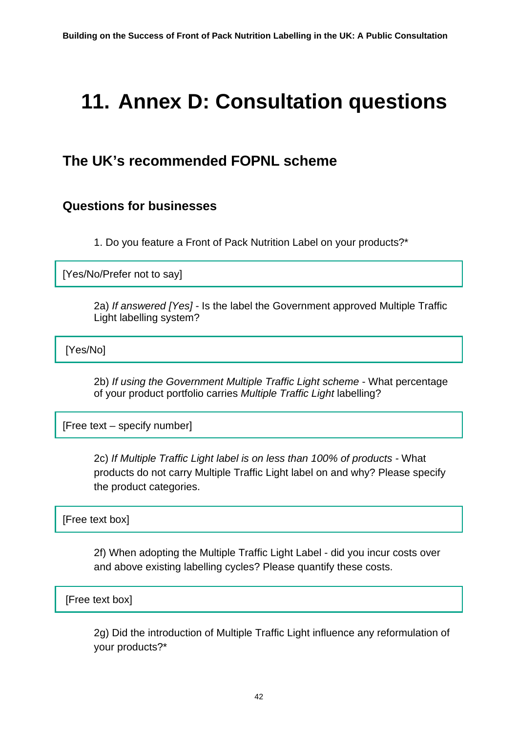# 11. Annex D: Consultation questions

## The UK's recommended FOPNL scheme

### Questions for businesses

1. Do you feature a Front of Pack Nutrition Label on your products?*

[Yes/No/Prefer not to say]

2a) *If answered [Yes]* - Is the label the Government approved Multiple Traffic Light labelling system?

[Yes/No]

2b) *If using the Government Multiple Traffic Light scheme* - What percentage of your product portfolio carries *Multiple Traffic Light* labelling?

[Free text – specify number]

2c) *If Multiple Traffic Light label is on less than 100% of products* - What products do not carry Multiple Traffic Light label on and why? Please specify the product categories.

[Free text box]

2f) When adopting the Multiple Traffic Light Label - did you incur costs over and above existing labelling cycles? Please quantify these costs.

[Free text box]

2g) Did the introduction of Multiple Traffic Light influence any reformulation of your products?*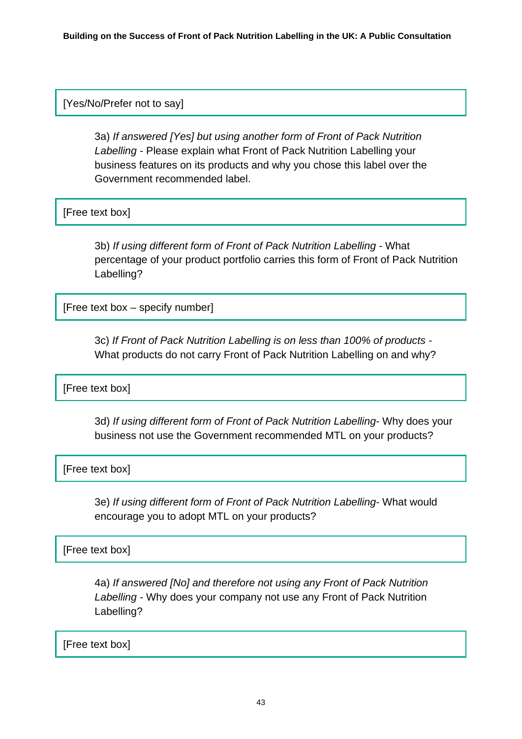[Yes/No/Prefer not to say]

3a) *If answered [Yes] but using another form of Front of Pack Nutrition Labelling* - Please explain what Front of Pack Nutrition Labelling your business features on its products and why you chose this label over the Government recommended label.

[Free text box]

3b) *If using different form of Front of Pack Nutrition Labelling* - What percentage of your product portfolio carries this form of Front of Pack Nutrition Labelling?

[Free text box – specify number]

3c) *If Front of Pack Nutrition Labelling is on less than 100% of products* - What products do not carry Front of Pack Nutrition Labelling on and why?

[Free text box]

3d) *If using different form of Front of Pack Nutrition Labelling*- Why does your business not use the Government recommended MTL on your products?

[Free text box]

3e) *If using different form of Front of Pack Nutrition Labelling*- What would encourage you to adopt MTL on your products?

[Free text box]

4a) *If answered [No] and therefore not using any Front of Pack Nutrition Labelling* - Why does your company not use any Front of Pack Nutrition Labelling?

[Free text box]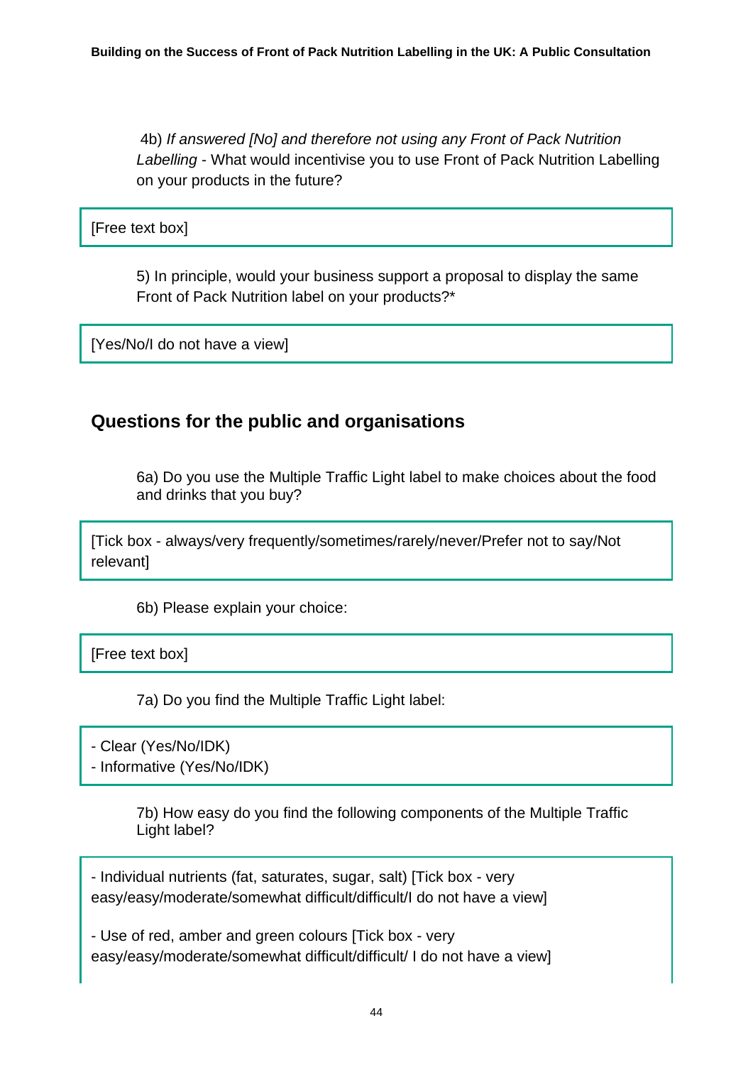4b) *If answered [No] and therefore not using any Front of Pack Nutrition Labelling* - What would incentivise you to use Front of Pack Nutrition Labelling on your products in the future?

[Free text box]

5) In principle, would your business support a proposal to display the same Front of Pack Nutrition label on your products?*

[Yes/No/I do not have a view]

## Questions for the public and organisations

6a) Do you use the Multiple Traffic Light label to make choices about the food and drinks that you buy?

[Tick box - always/very frequently/sometimes/rarely/never/Prefer not to say/Not relevant]

6b) Please explain your choice:

[Free text box]

7a) Do you find the Multiple Traffic Light label:

- Clear (Yes/No/IDK)
- Informative (Yes/No/IDK)

7b) How easy do you find the following components of the Multiple Traffic Light label?

- Individual nutrients (fat, saturates, sugar, salt) [Tick box - very easy/easy/moderate/somewhat difficult/difficult/I do not have a view]

- Use of red, amber and green colours [Tick box - very easy/easy/moderate/somewhat difficult/difficult/ I do not have a view]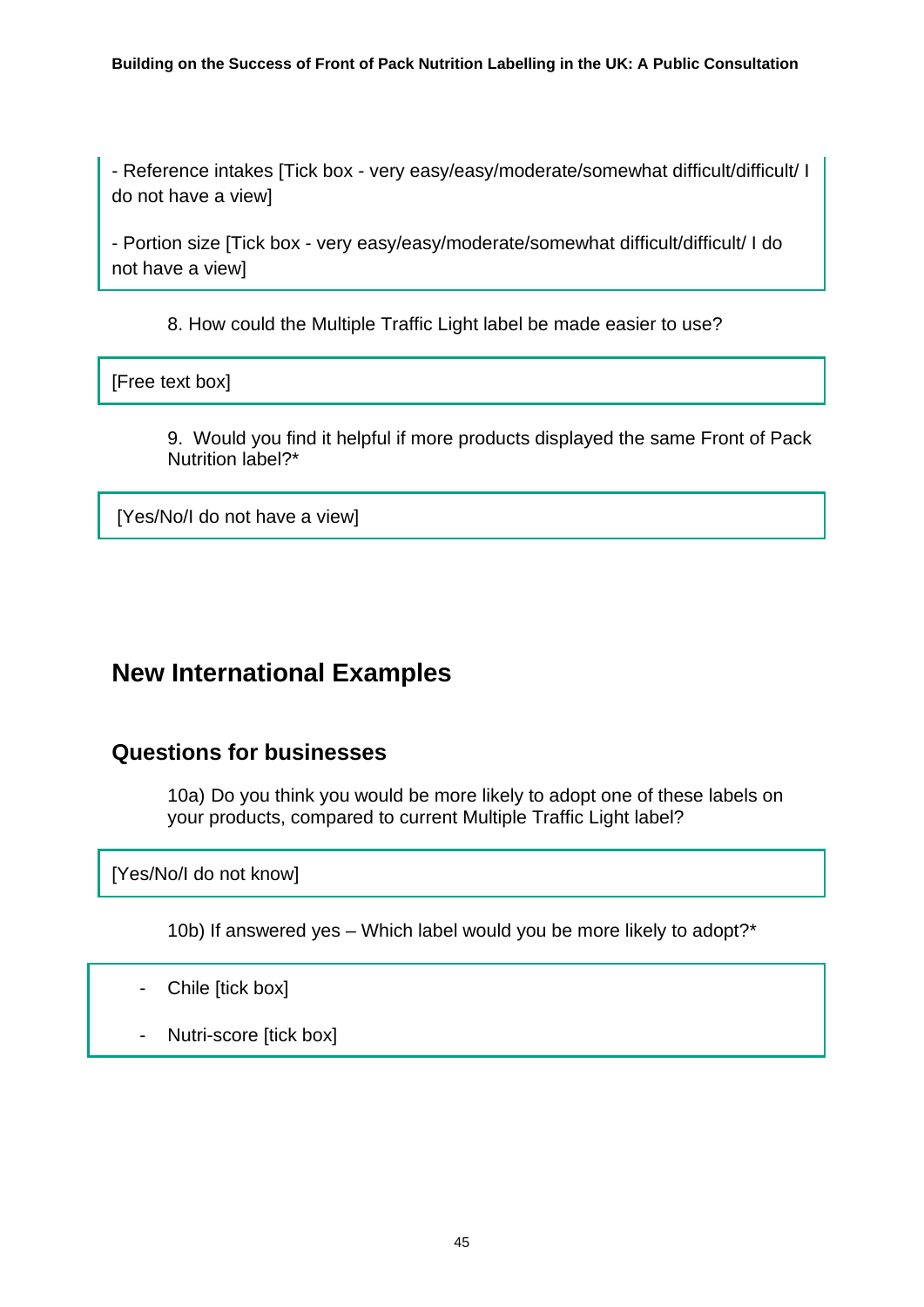- Reference intakes [Tick box - very easy/easy/moderate/somewhat difficult/difficult/ I do not have a view]

- Portion size [Tick box - very easy/easy/moderate/somewhat difficult/difficult/ I do not have a view]

8. How could the Multiple Traffic Light label be made easier to use?

[Free text box]

9. Would you find it helpful if more products displayed the same Front of Pack Nutrition label?*

[Yes/No/I do not have a view]

## New International Examples

### Questions for businesses

10a) Do you think you would be more likely to adopt one of these labels on your products, compared to current Multiple Traffic Light label?

[Yes/No/I do not know]

10b) If answered yes – Which label would you be more likely to adopt?*

- Chile [tick box]
- Nutri-score [tick box]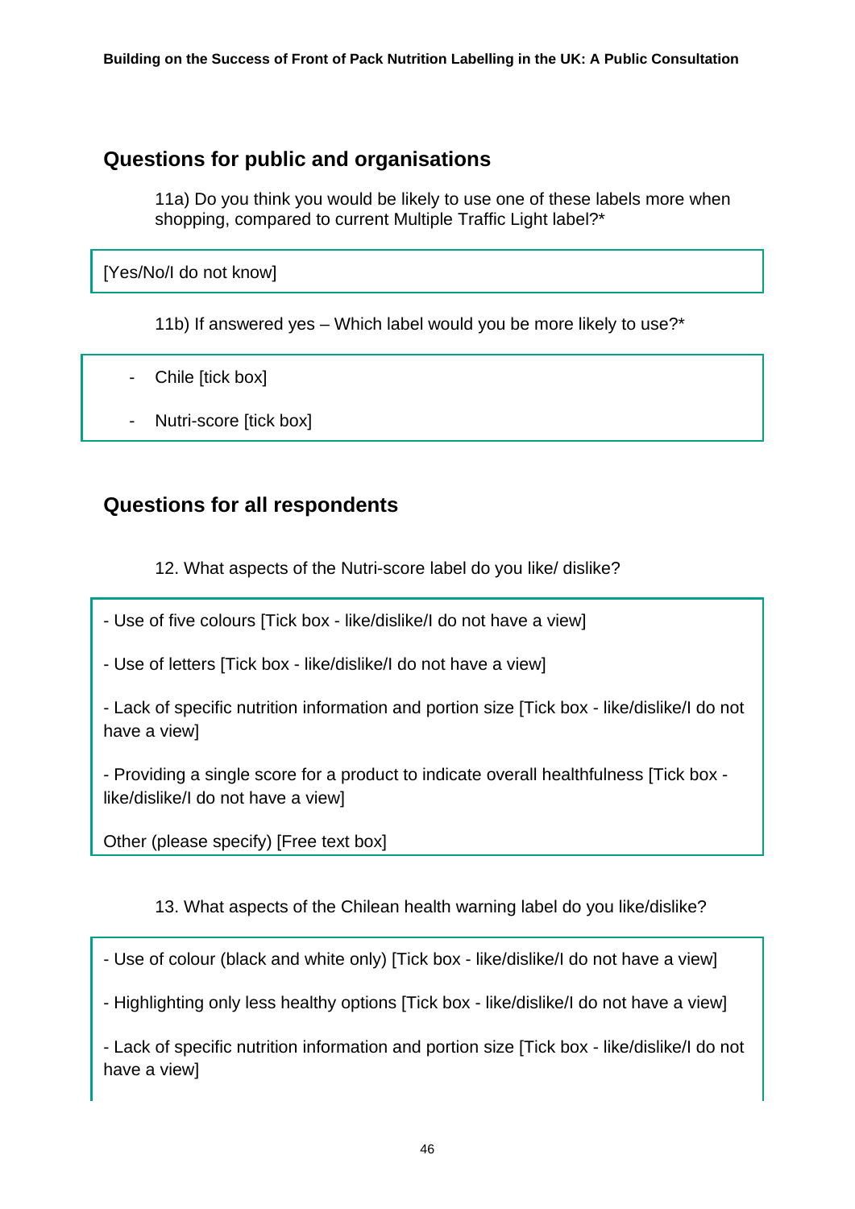## Questions for public and organisations

11a) Do you think you would be likely to use one of these labels more when shopping, compared to current Multiple Traffic Light label?*

[Yes/No/I do not know]

11b) If answered yes – Which label would you be more likely to use?*

- Chile [tick box]
- Nutri-score [tick box]

## Questions for all respondents

12. What aspects of the Nutri-score label do you like/ dislike?

- Use of five colours [Tick box - like/dislike/I do not have a view]

- Use of letters [Tick box - like/dislike/I do not have a view]

- Lack of specific nutrition information and portion size [Tick box - like/dislike/I do not have a view]

- Providing a single score for a product to indicate overall healthfulness [Tick box - like/dislike/I do not have a view]

Other (please specify) [Free text box]

13. What aspects of the Chilean health warning label do you like/dislike?

- Use of colour (black and white only) [Tick box - like/dislike/I do not have a view]

- Highlighting only less healthy options [Tick box - like/dislike/I do not have a view]

- Lack of specific nutrition information and portion size [Tick box - like/dislike/I do not have a view]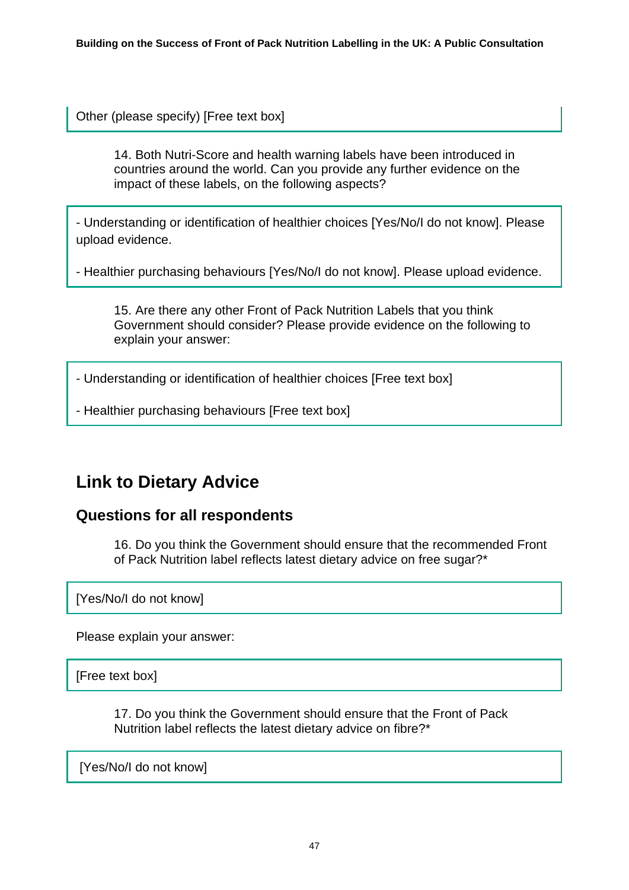Other (please specify) [Free text box]

14. Both Nutri-Score and health warning labels have been introduced in countries around the world. Can you provide any further evidence on the impact of these labels, on the following aspects?

- Understanding or identification of healthier choices [Yes/No/I do not know]. Please upload evidence.

- Healthier purchasing behaviours [Yes/No/I do not know]. Please upload evidence.

15. Are there any other Front of Pack Nutrition Labels that you think Government should consider? Please provide evidence on the following to explain your answer:

- Understanding or identification of healthier choices [Free text box]

- Healthier purchasing behaviours [Free text box]

## Link to Dietary Advice

### Questions for all respondents

16. Do you think the Government should ensure that the recommended Front of Pack Nutrition label reflects latest dietary advice on free sugar?*

[Yes/No/I do not know]

Please explain your answer:

[Free text box]

17. Do you think the Government should ensure that the Front of Pack Nutrition label reflects the latest dietary advice on fibre?*

[Yes/No/I do not know]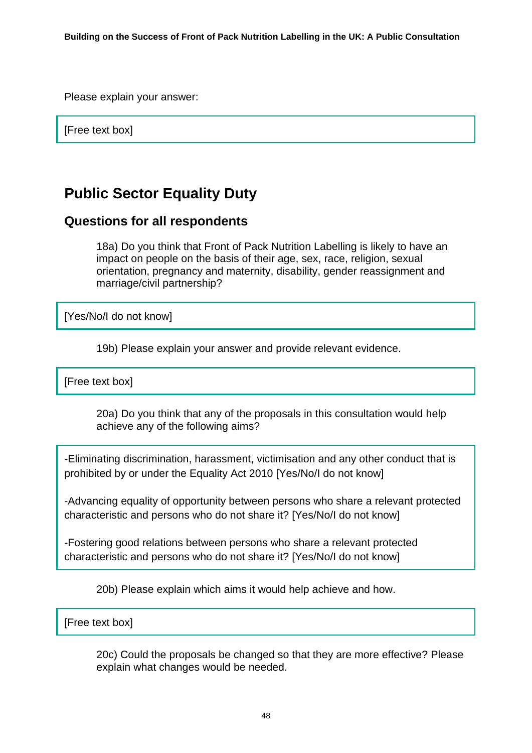Please explain your answer:

[Free text box]

## Public Sector Equality Duty

### Questions for all respondents

18a) Do you think that Front of Pack Nutrition Labelling is likely to have an impact on people on the basis of their age, sex, race, religion, sexual orientation, pregnancy and maternity, disability, gender reassignment and marriage/civil partnership?

[Yes/No/I do not know]

19b) Please explain your answer and provide relevant evidence.

[Free text box]

20a) Do you think that any of the proposals in this consultation would help achieve any of the following aims?

-Eliminating discrimination, harassment, victimisation and any other conduct that is prohibited by or under the Equality Act 2010 [Yes/No/I do not know]

-Advancing equality of opportunity between persons who share a relevant protected characteristic and persons who do not share it? [Yes/No/I do not know]

-Fostering good relations between persons who share a relevant protected characteristic and persons who do not share it? [Yes/No/I do not know]

20b) Please explain which aims it would help achieve and how.

[Free text box]

20c) Could the proposals be changed so that they are more effective? Please explain what changes would be needed.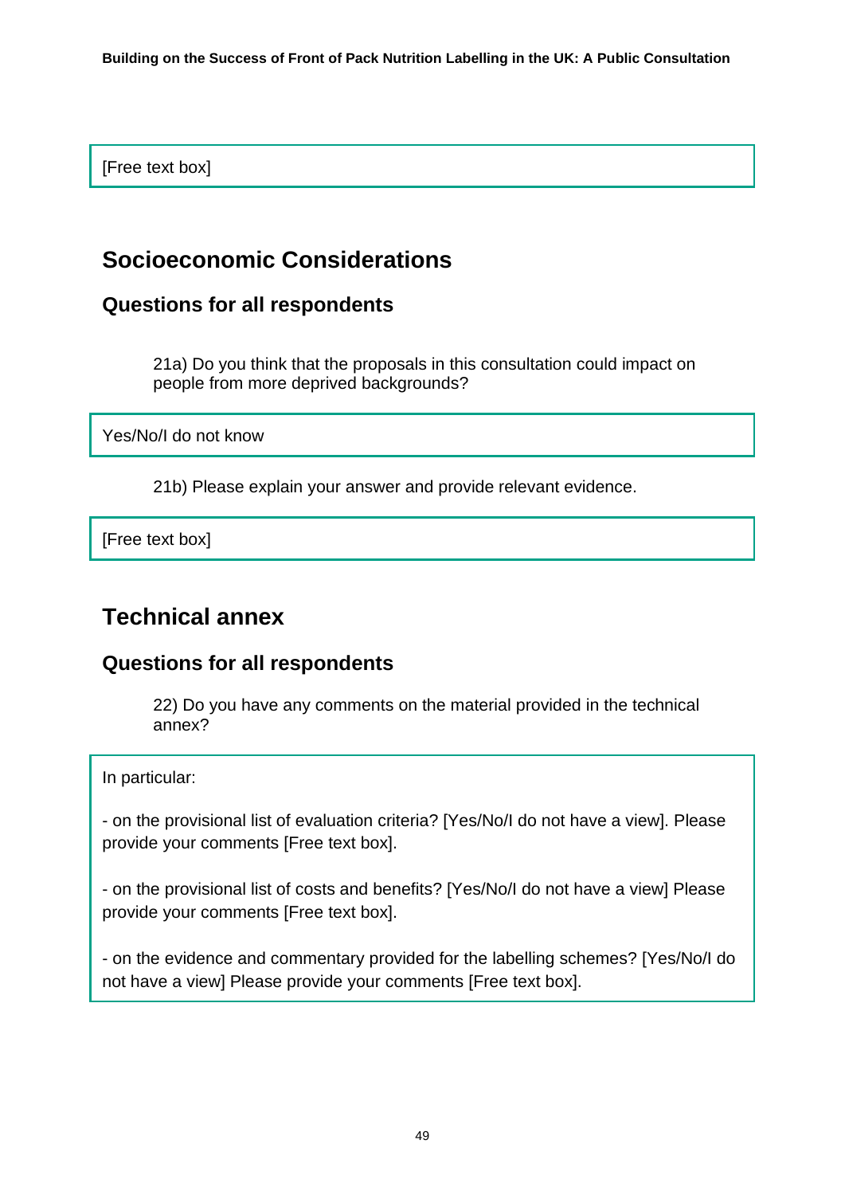[Free text box]

## Socioeconomic Considerations

### Questions for all respondents

21a) Do you think that the proposals in this consultation could impact on people from more deprived backgrounds?

Yes/No/I do not know

21b) Please explain your answer and provide relevant evidence.

[Free text box]

## Technical annex

### Questions for all respondents

22) Do you have any comments on the material provided in the technical annex?

In particular:

- on the provisional list of evaluation criteria? [Yes/No/I do not have a view]. Please provide your comments [Free text box].

- on the provisional list of costs and benefits? [Yes/No/I do not have a view] Please provide your comments [Free text box].

- on the evidence and commentary provided for the labelling schemes? [Yes/No/I do not have a view] Please provide your comments [Free text box].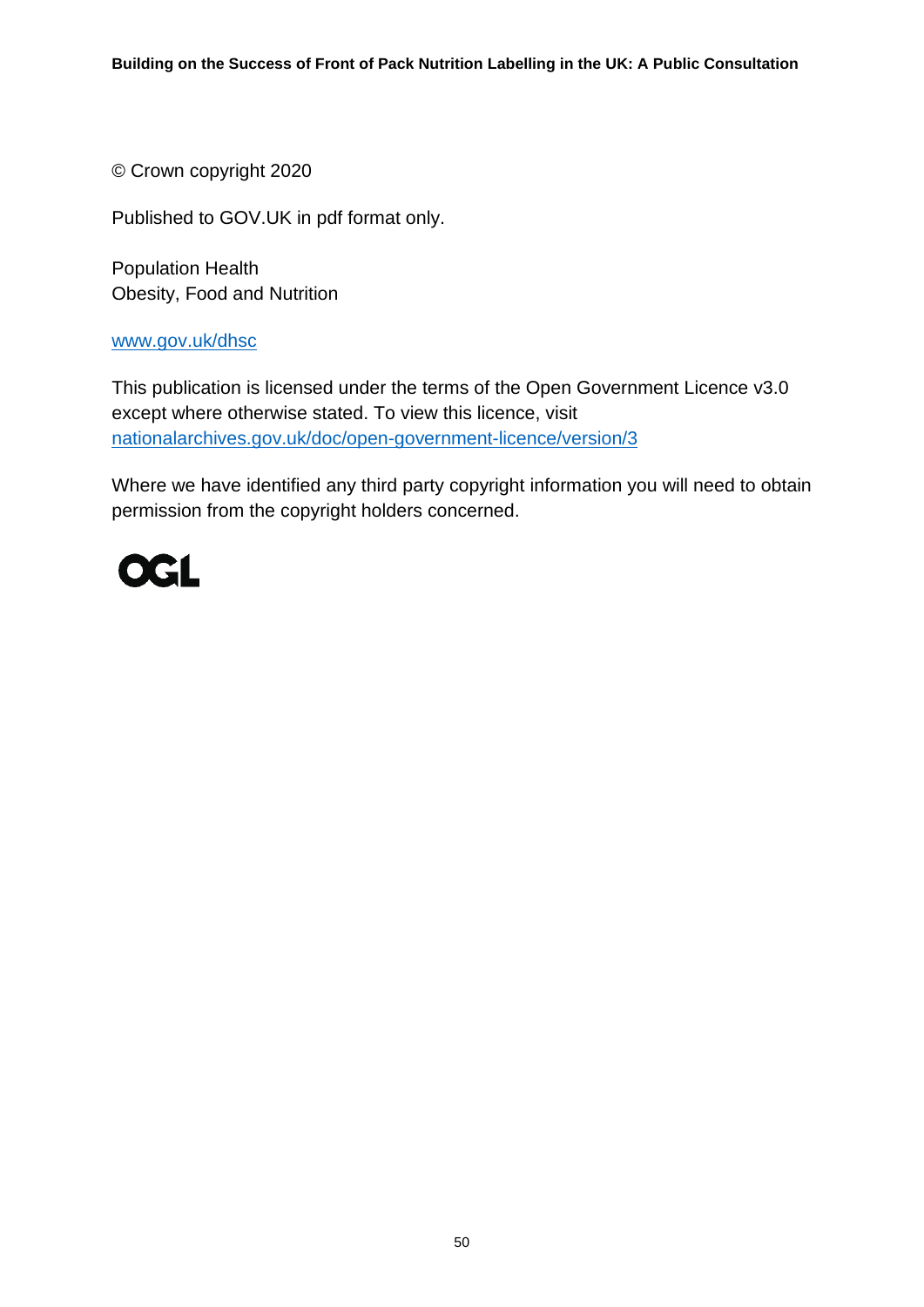© Crown copyright 2020

Published to GOV.UK in pdf format only.

Population Health
Obesity, Food and Nutrition

[www.gov.uk/dhsc](http://www.gov.uk/dhsc)

This publication is licensed under the terms of the Open Government Licence v3.0 except where otherwise stated. To view this licence, visit [nationalarchives.gov.uk/doc/open-government-licence/version/3](http://nationalarchives.gov.uk/doc/open-government-licence/version/3)

Where we have identified any third party copyright information you will need to obtain permission from the copyright holders concerned.

OGL